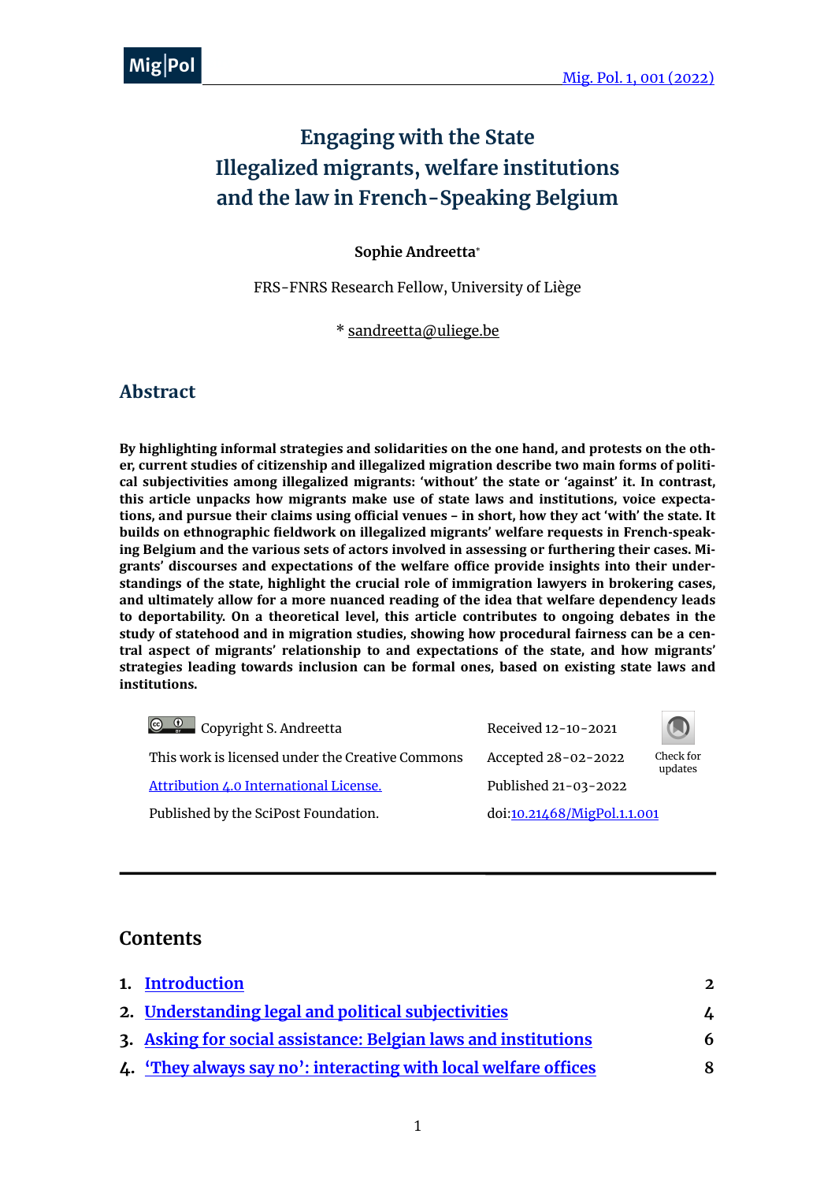# Engaging with the State
# Illegalized migrants, welfare institutions and the law in French-Speaking Belgium

**Sophie Andreetta***

FRS-FNRS Research Fellow, University of Liège

* sandreetta@uliege.be

## Abstract

**By highlighting informal strategies and solidarities on the one hand, and protests on the other, current studies of citizenship and illegalized migration describe two main forms of political subjectivities among illegalized migrants: 'without' the state or 'against' it. In contrast, this article unpacks how migrants make use of state laws and institutions, voice expectations, and pursue their claims using official venues – in short, how they act 'with' the state. It builds on ethnographic fieldwork on illegalized migrants' welfare requests in French-speaking Belgium and the various sets of actors involved in assessing or furthering their cases. Migrants' discourses and expectations of the welfare office provide insights into their understandings of the state, highlight the crucial role of immigration lawyers in brokering cases, and ultimately allow for a more nuanced reading of the idea that welfare dependency leads to deportability. On a theoretical level, this article contributes to ongoing debates in the study of statehood and in migration studies, showing how procedural fairness can be a central aspect of migrants' relationship to and expectations of the state, and how migrants' strategies leading towards inclusion can be formal ones, based on existing state laws and institutions.**

Copyright S. Andreetta
This work is licensed under the Creative Commons [Attribution 4.0 International License.](https://creativecommons.org/licenses/by/4.0/)
Published by the SciPost Foundation.

Received 12-10-2021
Accepted 28-02-2022
Published 21-03-2022
doi:[10.21468/MigPol.1.1.001](https://doi.org/10.21468/MigPol.1.1.001)

Check for updates

## Contents

1. Introduction — 2
2. Understanding legal and political subjectivities — 4
3. Asking for social assistance: Belgian laws and institutions — 6
4. 'They always say no': interacting with local welfare offices — 8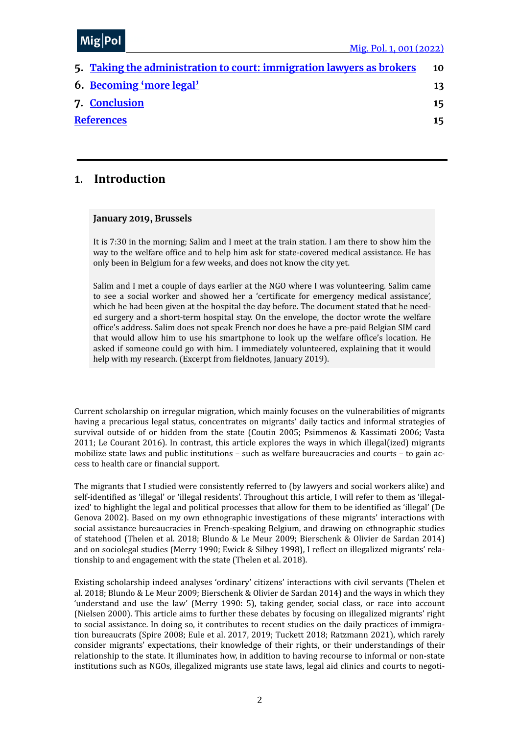5. [Taking the administration to court: immigration lawyers as brokers](#) **10**

6. [Becoming 'more legal'](#) **13**

7. [Conclusion](#) **15**

[References](#) **15**

## 1. Introduction

> **January 2019, Brussels**
>
> It is 7:30 in the morning; Salim and I meet at the train station. I am there to show him the way to the welfare office and to help him ask for state-covered medical assistance. He has only been in Belgium for a few weeks, and does not know the city yet.
>
> Salim and I met a couple of days earlier at the NGO where I was volunteering. Salim came to see a social worker and showed her a 'certificate for emergency medical assistance', which he had been given at the hospital the day before. The document stated that he needed surgery and a short-term hospital stay. On the envelope, the doctor wrote the welfare office's address. Salim does not speak French nor does he have a pre-paid Belgian SIM card that would allow him to use his smartphone to look up the welfare office's location. He asked if someone could go with him. I immediately volunteered, explaining that it would help with my research. (Excerpt from fieldnotes, January 2019).

Current scholarship on irregular migration, which mainly focuses on the vulnerabilities of migrants having a precarious legal status, concentrates on migrants' daily tactics and informal strategies of survival outside of or hidden from the state (Coutin 2005; Psimmenos & Kassimati 2006; Vasta 2011; Le Courant 2016). In contrast, this article explores the ways in which illegal(ized) migrants mobilize state laws and public institutions – such as welfare bureaucracies and courts – to gain access to health care or financial support.

The migrants that I studied were consistently referred to (by lawyers and social workers alike) and self-identified as 'illegal' or 'illegal residents'. Throughout this article, I will refer to them as 'illegalized' to highlight the legal and political processes that allow for them to be identified as 'illegal' (De Genova 2002). Based on my own ethnographic investigations of these migrants' interactions with social assistance bureaucracies in French-speaking Belgium, and drawing on ethnographic studies of statehood (Thelen et al. 2018; Blundo & Le Meur 2009; Bierschenk & Olivier de Sardan 2014) and on sociolegal studies (Merry 1990; Ewick & Silbey 1998), I reflect on illegalized migrants' relationship to and engagement with the state (Thelen et al. 2018).

Existing scholarship indeed analyses 'ordinary' citizens' interactions with civil servants (Thelen et al. 2018; Blundo & Le Meur 2009; Bierschenk & Olivier de Sardan 2014) and the ways in which they 'understand and use the law' (Merry 1990: 5), taking gender, social class, or race into account (Nielsen 2000). This article aims to further these debates by focusing on illegalized migrants' right to social assistance. In doing so, it contributes to recent studies on the daily practices of immigration bureaucrats (Spire 2008; Eule et al. 2017, 2019; Tuckett 2018; Ratzmann 2021), which rarely consider migrants' expectations, their knowledge of their rights, or their understandings of their relationship to the state. It illuminates how, in addition to having recourse to informal or non-state institutions such as NGOs, illegalized migrants use state laws, legal aid clinics and courts to negoti-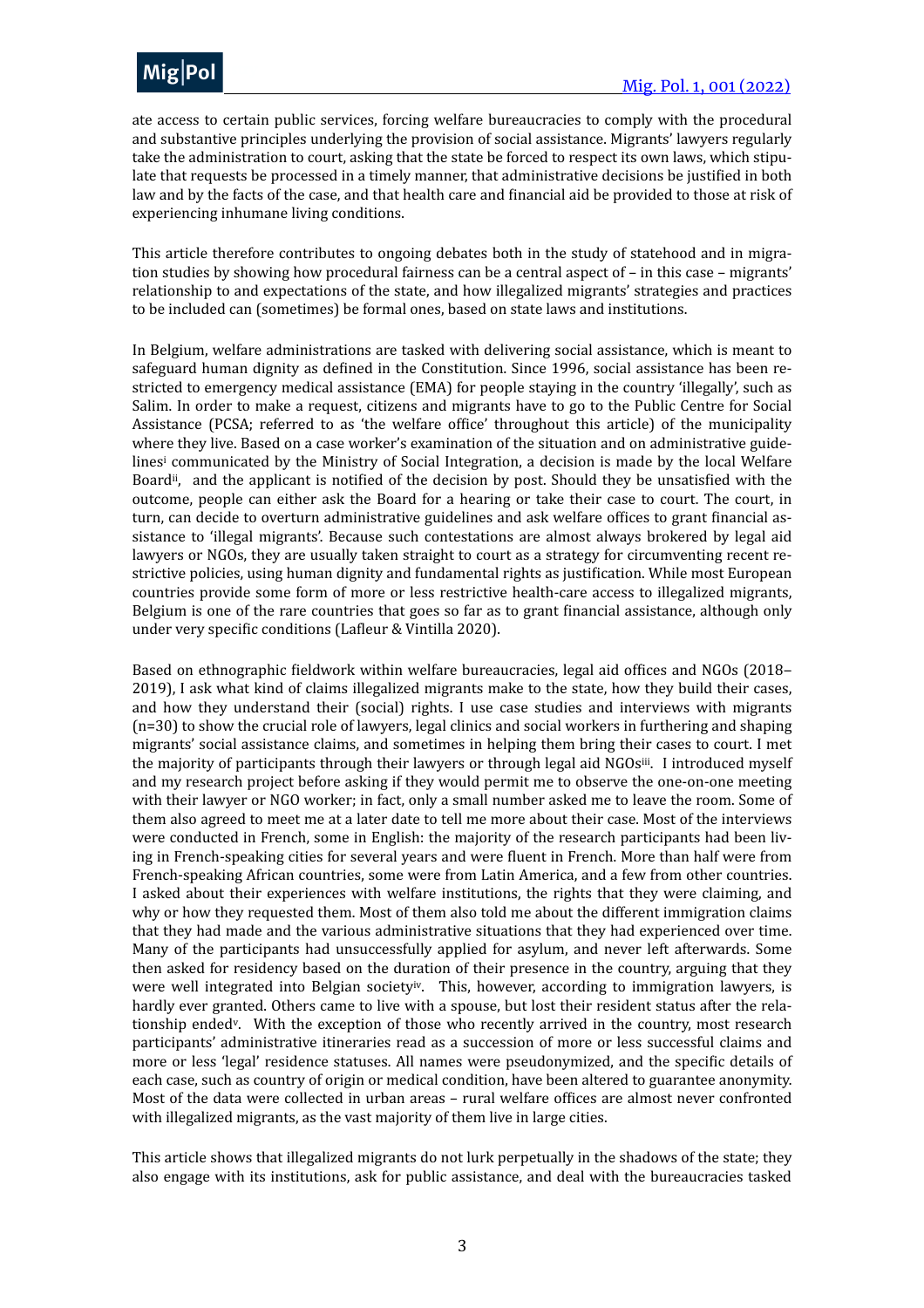ate access to certain public services, forcing welfare bureaucracies to comply with the procedural and substantive principles underlying the provision of social assistance. Migrants' lawyers regularly take the administration to court, asking that the state be forced to respect its own laws, which stipulate that requests be processed in a timely manner, that administrative decisions be justified in both law and by the facts of the case, and that health care and financial aid be provided to those at risk of experiencing inhumane living conditions.

This article therefore contributes to ongoing debates both in the study of statehood and in migration studies by showing how procedural fairness can be a central aspect of – in this case – migrants' relationship to and expectations of the state, and how illegalized migrants' strategies and practices to be included can (sometimes) be formal ones, based on state laws and institutions.

In Belgium, welfare administrations are tasked with delivering social assistance, which is meant to safeguard human dignity as defined in the Constitution. Since 1996, social assistance has been restricted to emergency medical assistance (EMA) for people staying in the country 'illegally', such as Salim. In order to make a request, citizens and migrants have to go to the Public Centre for Social Assistance (PCSA; referred to as 'the welfare office' throughout this article) of the municipality where they live. Based on a case worker's examination of the situation and on administrative guidelines[i] communicated by the Ministry of Social Integration, a decision is made by the local Welfare Board[ii], and the applicant is notified of the decision by post. Should they be unsatisfied with the outcome, people can either ask the Board for a hearing or take their case to court. The court, in turn, can decide to overturn administrative guidelines and ask welfare offices to grant financial assistance to 'illegal migrants'. Because such contestations are almost always brokered by legal aid lawyers or NGOs, they are usually taken straight to court as a strategy for circumventing recent restrictive policies, using human dignity and fundamental rights as justification. While most European countries provide some form of more or less restrictive health-care access to illegalized migrants, Belgium is one of the rare countries that goes so far as to grant financial assistance, although only under very specific conditions (Lafleur & Vintilla 2020).

Based on ethnographic fieldwork within welfare bureaucracies, legal aid offices and NGOs (2018–2019), I ask what kind of claims illegalized migrants make to the state, how they build their cases, and how they understand their (social) rights. I use case studies and interviews with migrants (n=30) to show the crucial role of lawyers, legal clinics and social workers in furthering and shaping migrants' social assistance claims, and sometimes in helping them bring their cases to court. I met the majority of participants through their lawyers or through legal aid NGOs[iii]. I introduced myself and my research project before asking if they would permit me to observe the one-on-one meeting with their lawyer or NGO worker; in fact, only a small number asked me to leave the room. Some of them also agreed to meet me at a later date to tell me more about their case. Most of the interviews were conducted in French, some in English: the majority of the research participants had been living in French-speaking cities for several years and were fluent in French. More than half were from French-speaking African countries, some were from Latin America, and a few from other countries. I asked about their experiences with welfare institutions, the rights that they were claiming, and why or how they requested them. Most of them also told me about the different immigration claims that they had made and the various administrative situations that they had experienced over time. Many of the participants had unsuccessfully applied for asylum, and never left afterwards. Some then asked for residency based on the duration of their presence in the country, arguing that they were well integrated into Belgian society[iv]. This, however, according to immigration lawyers, is hardly ever granted. Others came to live with a spouse, but lost their resident status after the relationship ended[v]. With the exception of those who recently arrived in the country, most research participants' administrative itineraries read as a succession of more or less successful claims and more or less 'legal' residence statuses. All names were pseudonymized, and the specific details of each case, such as country of origin or medical condition, have been altered to guarantee anonymity. Most of the data were collected in urban areas – rural welfare offices are almost never confronted with illegalized migrants, as the vast majority of them live in large cities.

This article shows that illegalized migrants do not lurk perpetually in the shadows of the state; they also engage with its institutions, ask for public assistance, and deal with the bureaucracies tasked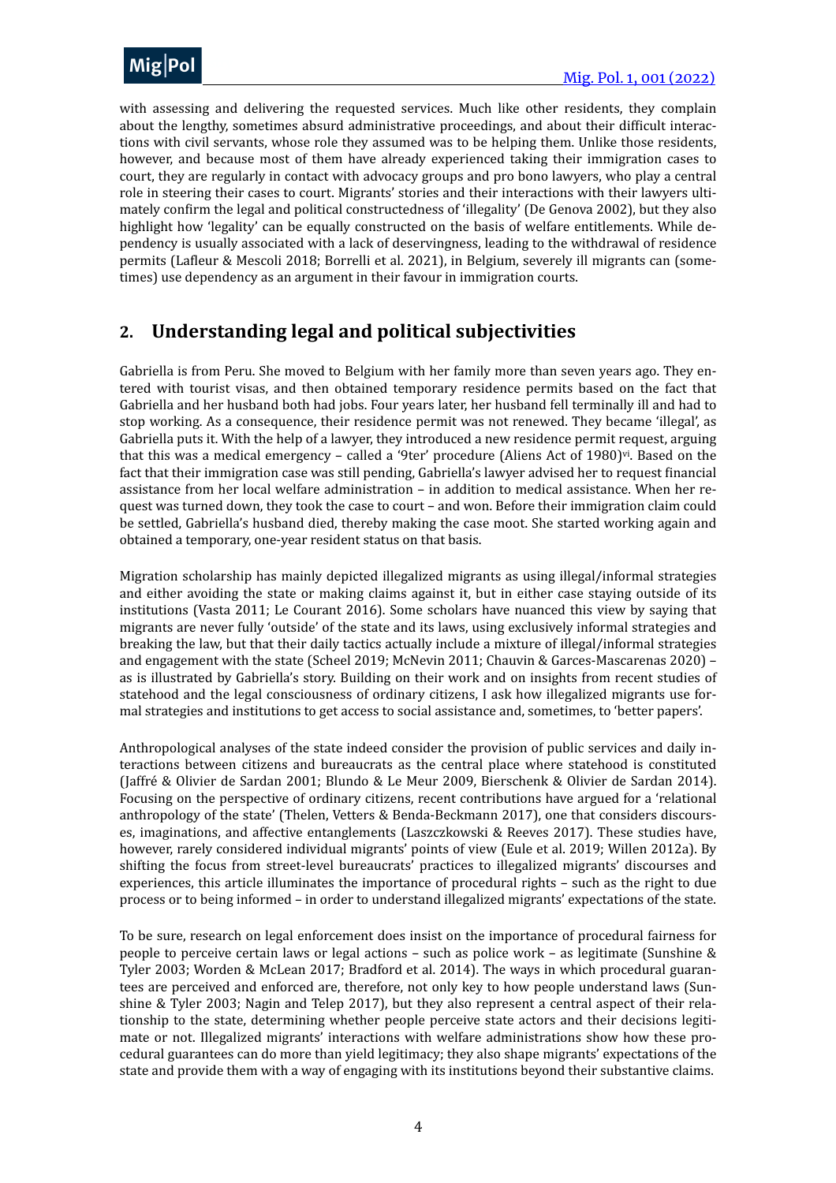with assessing and delivering the requested services. Much like other residents, they complain about the lengthy, sometimes absurd administrative proceedings, and about their difficult interactions with civil servants, whose role they assumed was to be helping them. Unlike those residents, however, and because most of them have already experienced taking their immigration cases to court, they are regularly in contact with advocacy groups and pro bono lawyers, who play a central role in steering their cases to court. Migrants' stories and their interactions with their lawyers ultimately confirm the legal and political constructedness of 'illegality' (De Genova 2002), but they also highlight how 'legality' can be equally constructed on the basis of welfare entitlements. While dependency is usually associated with a lack of deservingness, leading to the withdrawal of residence permits (Lafleur & Mescoli 2018; Borrelli et al. 2021), in Belgium, severely ill migrants can (sometimes) use dependency as an argument in their favour in immigration courts.

## 2. Understanding legal and political subjectivities

Gabriella is from Peru. She moved to Belgium with her family more than seven years ago. They entered with tourist visas, and then obtained temporary residence permits based on the fact that Gabriella and her husband both had jobs. Four years later, her husband fell terminally ill and had to stop working. As a consequence, their residence permit was not renewed. They became 'illegal', as Gabriella puts it. With the help of a lawyer, they introduced a new residence permit request, arguing that this was a medical emergency – called a '9ter' procedure (Aliens Act of 1980)[vi]. Based on the fact that their immigration case was still pending, Gabriella's lawyer advised her to request financial assistance from her local welfare administration – in addition to medical assistance. When her request was turned down, they took the case to court – and won. Before their immigration claim could be settled, Gabriella's husband died, thereby making the case moot. She started working again and obtained a temporary, one-year resident status on that basis.

Migration scholarship has mainly depicted illegalized migrants as using illegal/informal strategies and either avoiding the state or making claims against it, but in either case staying outside of its institutions (Vasta 2011; Le Courant 2016). Some scholars have nuanced this view by saying that migrants are never fully 'outside' of the state and its laws, using exclusively informal strategies and breaking the law, but that their daily tactics actually include a mixture of illegal/informal strategies and engagement with the state (Scheel 2019; McNevin 2011; Chauvin & Garces-Mascarenas 2020) – as is illustrated by Gabriella's story. Building on their work and on insights from recent studies of statehood and the legal consciousness of ordinary citizens, I ask how illegalized migrants use formal strategies and institutions to get access to social assistance and, sometimes, to 'better papers'.

Anthropological analyses of the state indeed consider the provision of public services and daily interactions between citizens and bureaucrats as the central place where statehood is constituted (Jaffré & Olivier de Sardan 2001; Blundo & Le Meur 2009, Bierschenk & Olivier de Sardan 2014). Focusing on the perspective of ordinary citizens, recent contributions have argued for a 'relational anthropology of the state' (Thelen, Vetters & Benda-Beckmann 2017), one that considers discourses, imaginations, and affective entanglements (Laszczkowski & Reeves 2017). These studies have, however, rarely considered individual migrants' points of view (Eule et al. 2019; Willen 2012a). By shifting the focus from street-level bureaucrats' practices to illegalized migrants' discourses and experiences, this article illuminates the importance of procedural rights – such as the right to due process or to being informed – in order to understand illegalized migrants' expectations of the state.

To be sure, research on legal enforcement does insist on the importance of procedural fairness for people to perceive certain laws or legal actions – such as police work – as legitimate (Sunshine & Tyler 2003; Worden & McLean 2017; Bradford et al. 2014). The ways in which procedural guarantees are perceived and enforced are, therefore, not only key to how people understand laws (Sunshine & Tyler 2003; Nagin and Telep 2017), but they also represent a central aspect of their relationship to the state, determining whether people perceive state actors and their decisions legitimate or not. Illegalized migrants' interactions with welfare administrations show how these procedural guarantees can do more than yield legitimacy; they also shape migrants' expectations of the state and provide them with a way of engaging with its institutions beyond their substantive claims.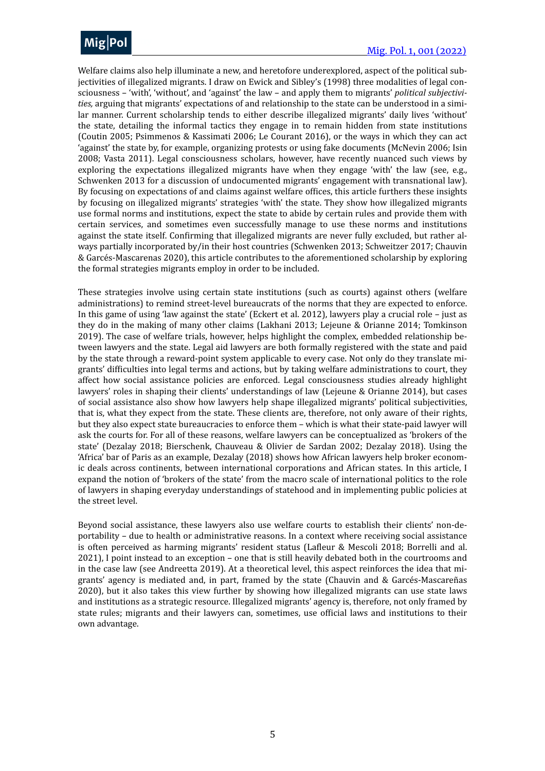Welfare claims also help illuminate a new, and heretofore underexplored, aspect of the political subjectivities of illegalized migrants. I draw on Ewick and Sibley's (1998) three modalities of legal consciousness – 'with', 'without', and 'against' the law – and apply them to migrants' *political subjectivities,* arguing that migrants' expectations of and relationship to the state can be understood in a similar manner. Current scholarship tends to either describe illegalized migrants' daily lives 'without' the state, detailing the informal tactics they engage in to remain hidden from state institutions (Coutin 2005; Psimmenos & Kassimati 2006; Le Courant 2016), or the ways in which they can act 'against' the state by, for example, organizing protests or using fake documents (McNevin 2006; Isin 2008; Vasta 2011). Legal consciousness scholars, however, have recently nuanced such views by exploring the expectations illegalized migrants have when they engage 'with' the law (see, e.g., Schwenken 2013 for a discussion of undocumented migrants' engagement with transnational law). By focusing on expectations of and claims against welfare offices, this article furthers these insights by focusing on illegalized migrants' strategies 'with' the state. They show how illegalized migrants use formal norms and institutions, expect the state to abide by certain rules and provide them with certain services, and sometimes even successfully manage to use these norms and institutions against the state itself. Confirming that illegalized migrants are never fully excluded, but rather always partially incorporated by/in their host countries (Schwenken 2013; Schweitzer 2017; Chauvin & Garcés-Mascarenas 2020), this article contributes to the aforementioned scholarship by exploring the formal strategies migrants employ in order to be included.

These strategies involve using certain state institutions (such as courts) against others (welfare administrations) to remind street-level bureaucrats of the norms that they are expected to enforce. In this game of using 'law against the state' (Eckert et al. 2012), lawyers play a crucial role – just as they do in the making of many other claims (Lakhani 2013; Lejeune & Orianne 2014; Tomkinson 2019). The case of welfare trials, however, helps highlight the complex, embedded relationship between lawyers and the state. Legal aid lawyers are both formally registered with the state and paid by the state through a reward-point system applicable to every case. Not only do they translate migrants' difficulties into legal terms and actions, but by taking welfare administrations to court, they affect how social assistance policies are enforced. Legal consciousness studies already highlight lawyers' roles in shaping their clients' understandings of law (Lejeune & Orianne 2014), but cases of social assistance also show how lawyers help shape illegalized migrants' political subjectivities, that is, what they expect from the state. These clients are, therefore, not only aware of their rights, but they also expect state bureaucracies to enforce them – which is what their state-paid lawyer will ask the courts for. For all of these reasons, welfare lawyers can be conceptualized as 'brokers of the state' (Dezalay 2018; Bierschenk, Chauveau & Olivier de Sardan 2002; Dezalay 2018). Using the 'Africa' bar of Paris as an example, Dezalay (2018) shows how African lawyers help broker economic deals across continents, between international corporations and African states. In this article, I expand the notion of 'brokers of the state' from the macro scale of international politics to the role of lawyers in shaping everyday understandings of statehood and in implementing public policies at the street level.

Beyond social assistance, these lawyers also use welfare courts to establish their clients' non-deportability – due to health or administrative reasons. In a context where receiving social assistance is often perceived as harming migrants' resident status (Lafleur & Mescoli 2018; Borrelli and al. 2021), I point instead to an exception – one that is still heavily debated both in the courtrooms and in the case law (see Andreetta 2019). At a theoretical level, this aspect reinforces the idea that migrants' agency is mediated and, in part, framed by the state (Chauvin and & Garcés-Mascareñas 2020), but it also takes this view further by showing how illegalized migrants can use state laws and institutions as a strategic resource. Illegalized migrants' agency is, therefore, not only framed by state rules; migrants and their lawyers can, sometimes, use official laws and institutions to their own advantage.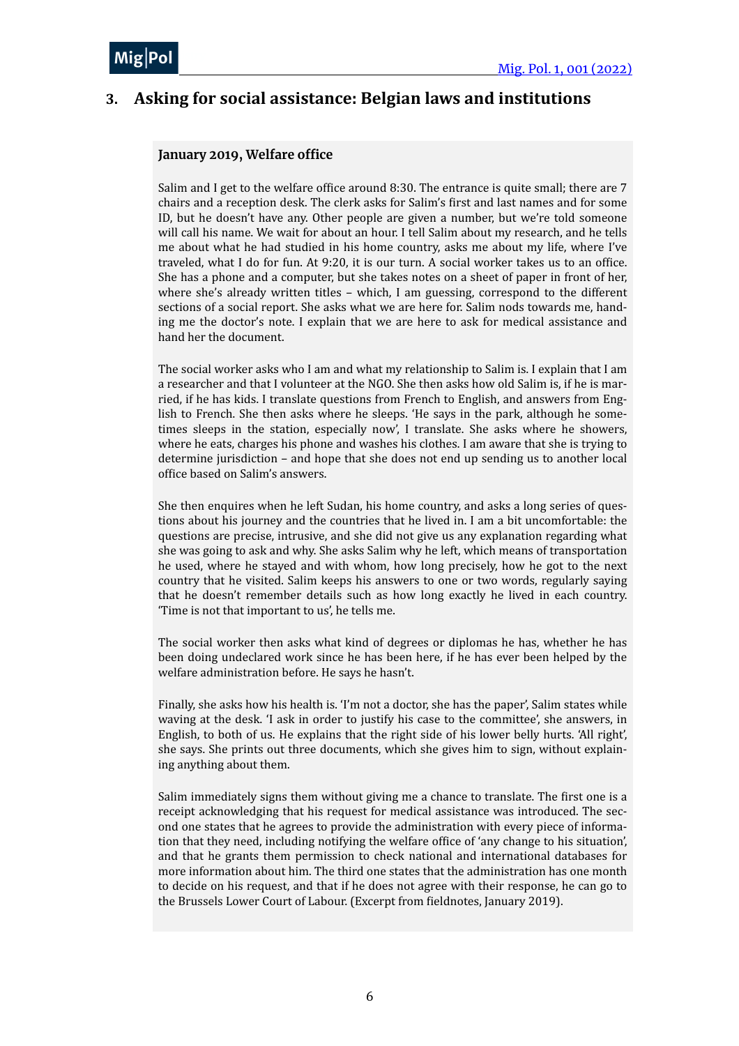## 3. Asking for social assistance: Belgian laws and institutions

**January 2019, Welfare office**

Salim and I get to the welfare office around 8:30. The entrance is quite small; there are 7 chairs and a reception desk. The clerk asks for Salim's first and last names and for some ID, but he doesn't have any. Other people are given a number, but we're told someone will call his name. We wait for about an hour. I tell Salim about my research, and he tells me about what he had studied in his home country, asks me about my life, where I've traveled, what I do for fun. At 9:20, it is our turn. A social worker takes us to an office. She has a phone and a computer, but she takes notes on a sheet of paper in front of her, where she's already written titles – which, I am guessing, correspond to the different sections of a social report. She asks what we are here for. Salim nods towards me, handing me the doctor's note. I explain that we are here to ask for medical assistance and hand her the document.

The social worker asks who I am and what my relationship to Salim is. I explain that I am a researcher and that I volunteer at the NGO. She then asks how old Salim is, if he is married, if he has kids. I translate questions from French to English, and answers from English to French. She then asks where he sleeps. 'He says in the park, although he sometimes sleeps in the station, especially now', I translate. She asks where he showers, where he eats, charges his phone and washes his clothes. I am aware that she is trying to determine jurisdiction – and hope that she does not end up sending us to another local office based on Salim's answers.

She then enquires when he left Sudan, his home country, and asks a long series of questions about his journey and the countries that he lived in. I am a bit uncomfortable: the questions are precise, intrusive, and she did not give us any explanation regarding what she was going to ask and why. She asks Salim why he left, which means of transportation he used, where he stayed and with whom, how long precisely, how he got to the next country that he visited. Salim keeps his answers to one or two words, regularly saying that he doesn't remember details such as how long exactly he lived in each country. 'Time is not that important to us', he tells me.

The social worker then asks what kind of degrees or diplomas he has, whether he has been doing undeclared work since he has been here, if he has ever been helped by the welfare administration before. He says he hasn't.

Finally, she asks how his health is. 'I'm not a doctor, she has the paper', Salim states while waving at the desk. 'I ask in order to justify his case to the committee', she answers, in English, to both of us. He explains that the right side of his lower belly hurts. 'All right', she says. She prints out three documents, which she gives him to sign, without explaining anything about them.

Salim immediately signs them without giving me a chance to translate. The first one is a receipt acknowledging that his request for medical assistance was introduced. The second one states that he agrees to provide the administration with every piece of information that they need, including notifying the welfare office of 'any change to his situation', and that he grants them permission to check national and international databases for more information about him. The third one states that the administration has one month to decide on his request, and that if he does not agree with their response, he can go to the Brussels Lower Court of Labour. (Excerpt from fieldnotes, January 2019).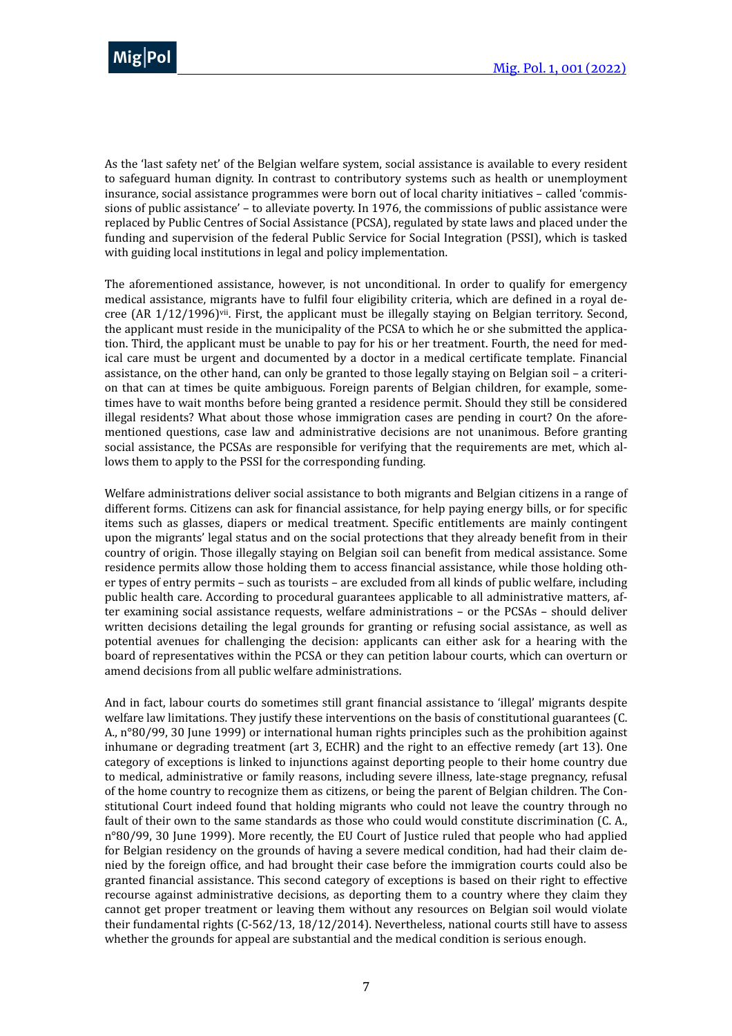As the 'last safety net' of the Belgian welfare system, social assistance is available to every resident to safeguard human dignity. In contrast to contributory systems such as health or unemployment insurance, social assistance programmes were born out of local charity initiatives – called 'commissions of public assistance' – to alleviate poverty. In 1976, the commissions of public assistance were replaced by Public Centres of Social Assistance (PCSA), regulated by state laws and placed under the funding and supervision of the federal Public Service for Social Integration (PSSI), which is tasked with guiding local institutions in legal and policy implementation.

The aforementioned assistance, however, is not unconditional. In order to qualify for emergency medical assistance, migrants have to fulfil four eligibility criteria, which are defined in a royal decree (AR 1/12/1996)[vii]. First, the applicant must be illegally staying on Belgian territory. Second, the applicant must reside in the municipality of the PCSA to which he or she submitted the application. Third, the applicant must be unable to pay for his or her treatment. Fourth, the need for medical care must be urgent and documented by a doctor in a medical certificate template. Financial assistance, on the other hand, can only be granted to those legally staying on Belgian soil – a criterion that can at times be quite ambiguous. Foreign parents of Belgian children, for example, sometimes have to wait months before being granted a residence permit. Should they still be considered illegal residents? What about those whose immigration cases are pending in court? On the aforementioned questions, case law and administrative decisions are not unanimous. Before granting social assistance, the PCSAs are responsible for verifying that the requirements are met, which allows them to apply to the PSSI for the corresponding funding.

Welfare administrations deliver social assistance to both migrants and Belgian citizens in a range of different forms. Citizens can ask for financial assistance, for help paying energy bills, or for specific items such as glasses, diapers or medical treatment. Specific entitlements are mainly contingent upon the migrants' legal status and on the social protections that they already benefit from in their country of origin. Those illegally staying on Belgian soil can benefit from medical assistance. Some residence permits allow those holding them to access financial assistance, while those holding other types of entry permits – such as tourists – are excluded from all kinds of public welfare, including public health care. According to procedural guarantees applicable to all administrative matters, after examining social assistance requests, welfare administrations – or the PCSAs – should deliver written decisions detailing the legal grounds for granting or refusing social assistance, as well as potential avenues for challenging the decision: applicants can either ask for a hearing with the board of representatives within the PCSA or they can petition labour courts, which can overturn or amend decisions from all public welfare administrations.

And in fact, labour courts do sometimes still grant financial assistance to 'illegal' migrants despite welfare law limitations. They justify these interventions on the basis of constitutional guarantees (C. A., n°80/99, 30 June 1999) or international human rights principles such as the prohibition against inhumane or degrading treatment (art 3, ECHR) and the right to an effective remedy (art 13). One category of exceptions is linked to injunctions against deporting people to their home country due to medical, administrative or family reasons, including severe illness, late-stage pregnancy, refusal of the home country to recognize them as citizens, or being the parent of Belgian children. The Constitutional Court indeed found that holding migrants who could not leave the country through no fault of their own to the same standards as those who could would constitute discrimination (C. A., n°80/99, 30 June 1999). More recently, the EU Court of Justice ruled that people who had applied for Belgian residency on the grounds of having a severe medical condition, had had their claim denied by the foreign office, and had brought their case before the immigration courts could also be granted financial assistance. This second category of exceptions is based on their right to effective recourse against administrative decisions, as deporting them to a country where they claim they cannot get proper treatment or leaving them without any resources on Belgian soil would violate their fundamental rights (C-562/13, 18/12/2014). Nevertheless, national courts still have to assess whether the grounds for appeal are substantial and the medical condition is serious enough.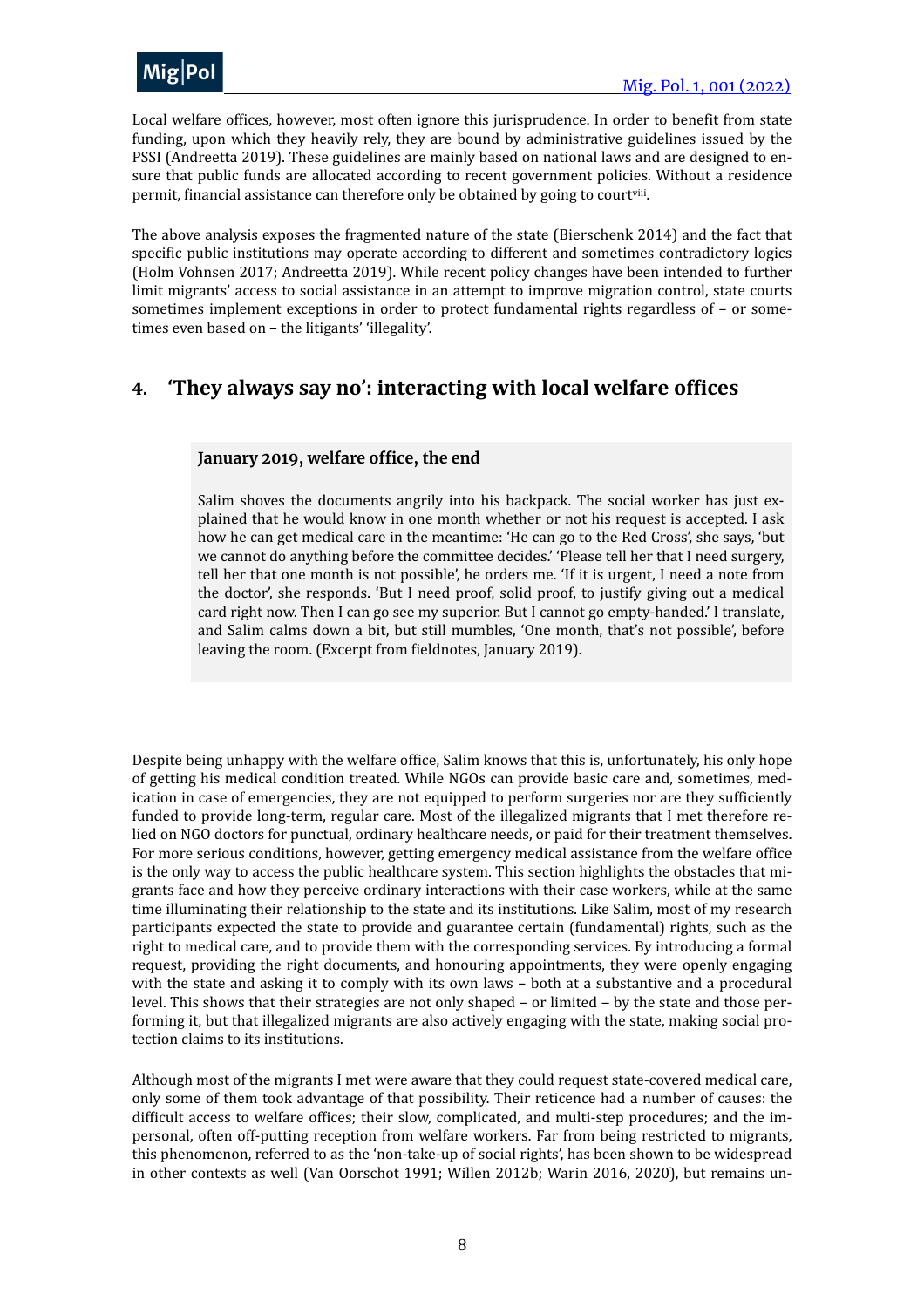Local welfare offices, however, most often ignore this jurisprudence. In order to benefit from state funding, upon which they heavily rely, they are bound by administrative guidelines issued by the PSSI (Andreetta 2019). These guidelines are mainly based on national laws and are designed to ensure that public funds are allocated according to recent government policies. Without a residence permit, financial assistance can therefore only be obtained by going to court[viii].

The above analysis exposes the fragmented nature of the state (Bierschenk 2014) and the fact that specific public institutions may operate according to different and sometimes contradictory logics (Holm Vohnsen 2017; Andreetta 2019). While recent policy changes have been intended to further limit migrants' access to social assistance in an attempt to improve migration control, state courts sometimes implement exceptions in order to protect fundamental rights regardless of – or sometimes even based on – the litigants' 'illegality'.

## 4. 'They always say no': interacting with local welfare offices

> **January 2019, welfare office, the end**
>
> Salim shoves the documents angrily into his backpack. The social worker has just explained that he would know in one month whether or not his request is accepted. I ask how he can get medical care in the meantime: 'He can go to the Red Cross', she says, 'but we cannot do anything before the committee decides.' 'Please tell her that I need surgery, tell her that one month is not possible', he orders me. 'If it is urgent, I need a note from the doctor', she responds. 'But I need proof, solid proof, to justify giving out a medical card right now. Then I can go see my superior. But I cannot go empty-handed.' I translate, and Salim calms down a bit, but still mumbles, 'One month, that's not possible', before leaving the room. (Excerpt from fieldnotes, January 2019).

Despite being unhappy with the welfare office, Salim knows that this is, unfortunately, his only hope of getting his medical condition treated. While NGOs can provide basic care and, sometimes, medication in case of emergencies, they are not equipped to perform surgeries nor are they sufficiently funded to provide long-term, regular care. Most of the illegalized migrants that I met therefore relied on NGO doctors for punctual, ordinary healthcare needs, or paid for their treatment themselves. For more serious conditions, however, getting emergency medical assistance from the welfare office is the only way to access the public healthcare system. This section highlights the obstacles that migrants face and how they perceive ordinary interactions with their case workers, while at the same time illuminating their relationship to the state and its institutions. Like Salim, most of my research participants expected the state to provide and guarantee certain (fundamental) rights, such as the right to medical care, and to provide them with the corresponding services. By introducing a formal request, providing the right documents, and honouring appointments, they were openly engaging with the state and asking it to comply with its own laws – both at a substantive and a procedural level. This shows that their strategies are not only shaped – or limited – by the state and those performing it, but that illegalized migrants are also actively engaging with the state, making social protection claims to its institutions.

Although most of the migrants I met were aware that they could request state-covered medical care, only some of them took advantage of that possibility. Their reticence had a number of causes: the difficult access to welfare offices; their slow, complicated, and multi-step procedures; and the impersonal, often off-putting reception from welfare workers. Far from being restricted to migrants, this phenomenon, referred to as the 'non-take-up of social rights', has been shown to be widespread in other contexts as well (Van Oorschot 1991; Willen 2012b; Warin 2016, 2020), but remains un-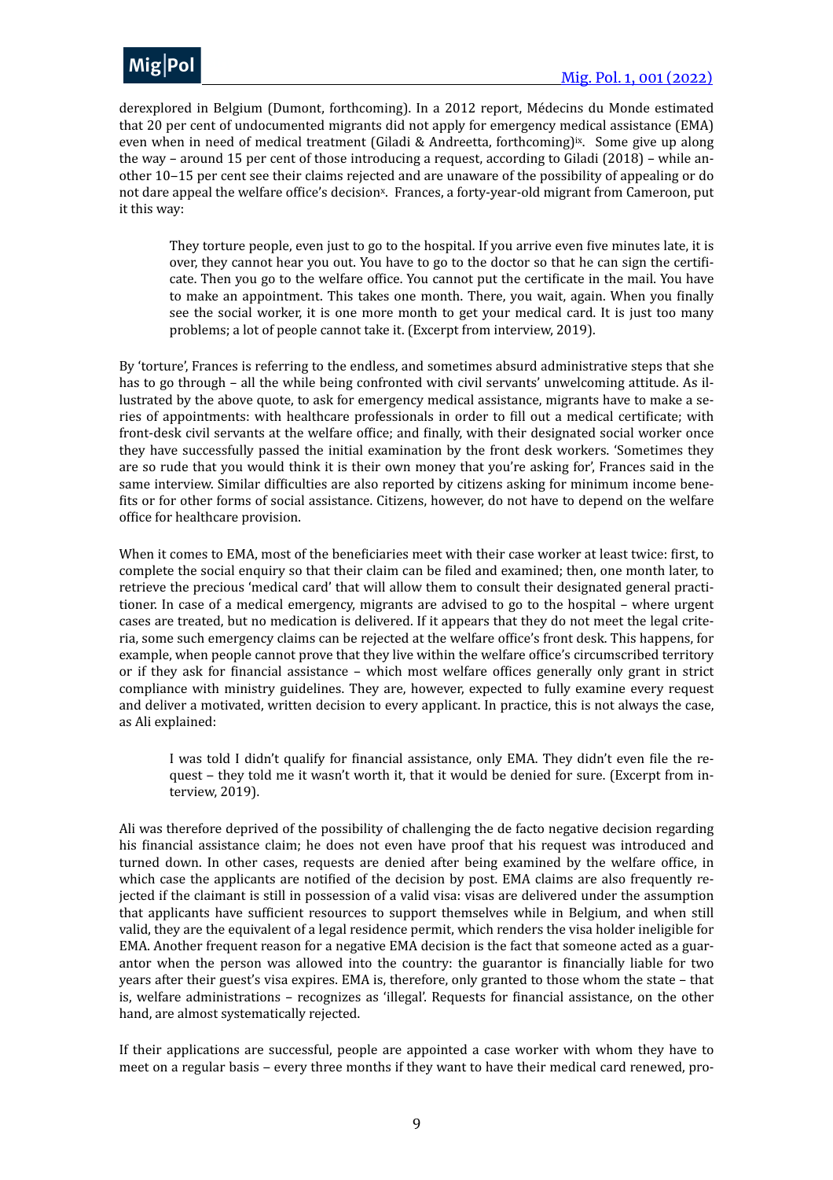derexplored in Belgium (Dumont, forthcoming). In a 2012 report, Médecins du Monde estimated that 20 per cent of undocumented migrants did not apply for emergency medical assistance (EMA) even when in need of medical treatment (Giladi & Andreetta, forthcoming)[ix]. Some give up along the way – around 15 per cent of those introducing a request, according to Giladi (2018) – while another 10–15 per cent see their claims rejected and are unaware of the possibility of appealing or do not dare appeal the welfare office's decision[x]. Frances, a forty-year-old migrant from Cameroon, put it this way:

> They torture people, even just to go to the hospital. If you arrive even five minutes late, it is over, they cannot hear you out. You have to go to the doctor so that he can sign the certificate. Then you go to the welfare office. You cannot put the certificate in the mail. You have to make an appointment. This takes one month. There, you wait, again. When you finally see the social worker, it is one more month to get your medical card. It is just too many problems; a lot of people cannot take it. (Excerpt from interview, 2019).

By 'torture', Frances is referring to the endless, and sometimes absurd administrative steps that she has to go through – all the while being confronted with civil servants' unwelcoming attitude. As illustrated by the above quote, to ask for emergency medical assistance, migrants have to make a series of appointments: with healthcare professionals in order to fill out a medical certificate; with front-desk civil servants at the welfare office; and finally, with their designated social worker once they have successfully passed the initial examination by the front desk workers. 'Sometimes they are so rude that you would think it is their own money that you're asking for', Frances said in the same interview. Similar difficulties are also reported by citizens asking for minimum income benefits or for other forms of social assistance. Citizens, however, do not have to depend on the welfare office for healthcare provision.

When it comes to EMA, most of the beneficiaries meet with their case worker at least twice: first, to complete the social enquiry so that their claim can be filed and examined; then, one month later, to retrieve the precious 'medical card' that will allow them to consult their designated general practitioner. In case of a medical emergency, migrants are advised to go to the hospital – where urgent cases are treated, but no medication is delivered. If it appears that they do not meet the legal criteria, some such emergency claims can be rejected at the welfare office's front desk. This happens, for example, when people cannot prove that they live within the welfare office's circumscribed territory or if they ask for financial assistance – which most welfare offices generally only grant in strict compliance with ministry guidelines. They are, however, expected to fully examine every request and deliver a motivated, written decision to every applicant. In practice, this is not always the case, as Ali explained:

> I was told I didn't qualify for financial assistance, only EMA. They didn't even file the request – they told me it wasn't worth it, that it would be denied for sure. (Excerpt from interview, 2019).

Ali was therefore deprived of the possibility of challenging the de facto negative decision regarding his financial assistance claim; he does not even have proof that his request was introduced and turned down. In other cases, requests are denied after being examined by the welfare office, in which case the applicants are notified of the decision by post. EMA claims are also frequently rejected if the claimant is still in possession of a valid visa: visas are delivered under the assumption that applicants have sufficient resources to support themselves while in Belgium, and when still valid, they are the equivalent of a legal residence permit, which renders the visa holder ineligible for EMA. Another frequent reason for a negative EMA decision is the fact that someone acted as a guarantor when the person was allowed into the country: the guarantor is financially liable for two years after their guest's visa expires. EMA is, therefore, only granted to those whom the state – that is, welfare administrations – recognizes as 'illegal'. Requests for financial assistance, on the other hand, are almost systematically rejected.

If their applications are successful, people are appointed a case worker with whom they have to meet on a regular basis – every three months if they want to have their medical card renewed, pro-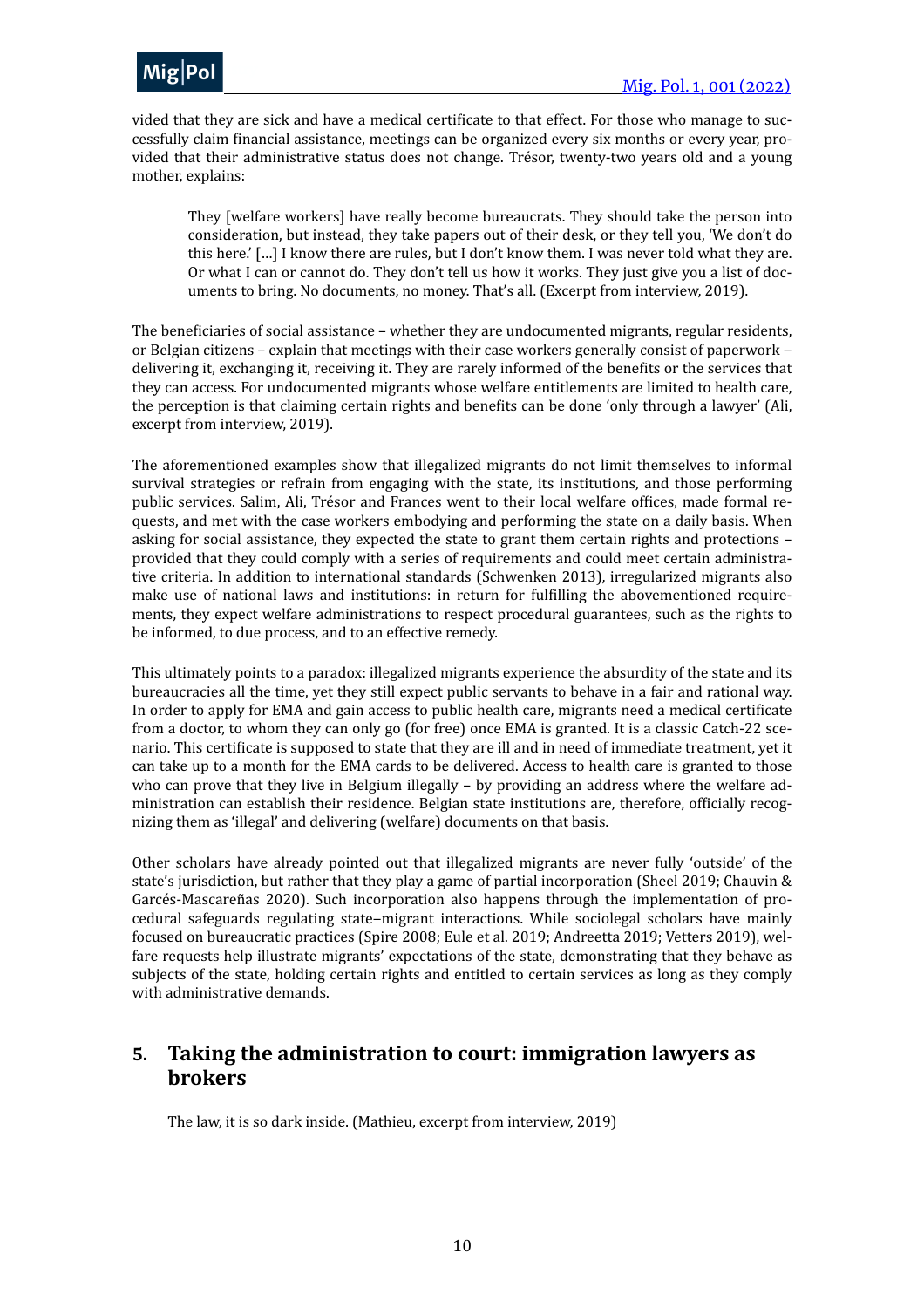vided that they are sick and have a medical certificate to that effect. For those who manage to successfully claim financial assistance, meetings can be organized every six months or every year, provided that their administrative status does not change. Trésor, twenty-two years old and a young mother, explains:

> They [welfare workers] have really become bureaucrats. They should take the person into consideration, but instead, they take papers out of their desk, or they tell you, 'We don't do this here.' […] I know there are rules, but I don't know them. I was never told what they are. Or what I can or cannot do. They don't tell us how it works. They just give you a list of documents to bring. No documents, no money. That's all. (Excerpt from interview, 2019).

The beneficiaries of social assistance – whether they are undocumented migrants, regular residents, or Belgian citizens – explain that meetings with their case workers generally consist of paperwork – delivering it, exchanging it, receiving it. They are rarely informed of the benefits or the services that they can access. For undocumented migrants whose welfare entitlements are limited to health care, the perception is that claiming certain rights and benefits can be done 'only through a lawyer' (Ali, excerpt from interview, 2019).

The aforementioned examples show that illegalized migrants do not limit themselves to informal survival strategies or refrain from engaging with the state, its institutions, and those performing public services. Salim, Ali, Trésor and Frances went to their local welfare offices, made formal requests, and met with the case workers embodying and performing the state on a daily basis. When asking for social assistance, they expected the state to grant them certain rights and protections – provided that they could comply with a series of requirements and could meet certain administrative criteria. In addition to international standards (Schwenken 2013), irregularized migrants also make use of national laws and institutions: in return for fulfilling the abovementioned requirements, they expect welfare administrations to respect procedural guarantees, such as the rights to be informed, to due process, and to an effective remedy.

This ultimately points to a paradox: illegalized migrants experience the absurdity of the state and its bureaucracies all the time, yet they still expect public servants to behave in a fair and rational way. In order to apply for EMA and gain access to public health care, migrants need a medical certificate from a doctor, to whom they can only go (for free) once EMA is granted. It is a classic Catch-22 scenario. This certificate is supposed to state that they are ill and in need of immediate treatment, yet it can take up to a month for the EMA cards to be delivered. Access to health care is granted to those who can prove that they live in Belgium illegally – by providing an address where the welfare administration can establish their residence. Belgian state institutions are, therefore, officially recognizing them as 'illegal' and delivering (welfare) documents on that basis.

Other scholars have already pointed out that illegalized migrants are never fully 'outside' of the state's jurisdiction, but rather that they play a game of partial incorporation (Sheel 2019; Chauvin & Garcés-Mascareñas 2020). Such incorporation also happens through the implementation of procedural safeguards regulating state–migrant interactions. While sociolegal scholars have mainly focused on bureaucratic practices (Spire 2008; Eule et al. 2019; Andreetta 2019; Vetters 2019), welfare requests help illustrate migrants' expectations of the state, demonstrating that they behave as subjects of the state, holding certain rights and entitled to certain services as long as they comply with administrative demands.

## 5. Taking the administration to court: immigration lawyers as brokers

> The law, it is so dark inside. (Mathieu, excerpt from interview, 2019)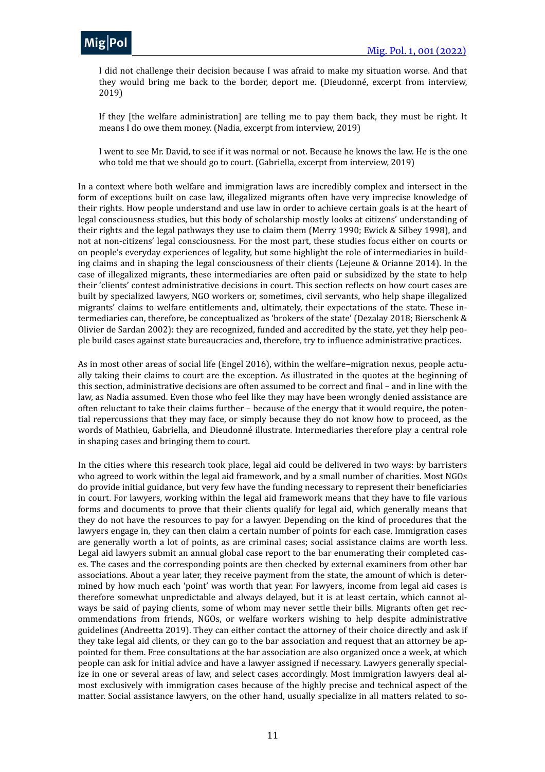> I did not challenge their decision because I was afraid to make my situation worse. And that they would bring me back to the border, deport me. (Dieudonné, excerpt from interview, 2019)

> If they [the welfare administration] are telling me to pay them back, they must be right. It means I do owe them money. (Nadia, excerpt from interview, 2019)

> I went to see Mr. David, to see if it was normal or not. Because he knows the law. He is the one who told me that we should go to court. (Gabriella, excerpt from interview, 2019)

In a context where both welfare and immigration laws are incredibly complex and intersect in the form of exceptions built on case law, illegalized migrants often have very imprecise knowledge of their rights. How people understand and use law in order to achieve certain goals is at the heart of legal consciousness studies, but this body of scholarship mostly looks at citizens' understanding of their rights and the legal pathways they use to claim them (Merry 1990; Ewick & Silbey 1998), and not at non-citizens' legal consciousness. For the most part, these studies focus either on courts or on people's everyday experiences of legality, but some highlight the role of intermediaries in building claims and in shaping the legal consciousness of their clients (Lejeune & Orianne 2014). In the case of illegalized migrants, these intermediaries are often paid or subsidized by the state to help their 'clients' contest administrative decisions in court. This section reflects on how court cases are built by specialized lawyers, NGO workers or, sometimes, civil servants, who help shape illegalized migrants' claims to welfare entitlements and, ultimately, their expectations of the state. These intermediaries can, therefore, be conceptualized as 'brokers of the state' (Dezalay 2018; Bierschenk & Olivier de Sardan 2002): they are recognized, funded and accredited by the state, yet they help people build cases against state bureaucracies and, therefore, try to influence administrative practices.

As in most other areas of social life (Engel 2016), within the welfare–migration nexus, people actually taking their claims to court are the exception. As illustrated in the quotes at the beginning of this section, administrative decisions are often assumed to be correct and final – and in line with the law, as Nadia assumed. Even those who feel like they may have been wrongly denied assistance are often reluctant to take their claims further – because of the energy that it would require, the potential repercussions that they may face, or simply because they do not know how to proceed, as the words of Mathieu, Gabriella, and Dieudonné illustrate. Intermediaries therefore play a central role in shaping cases and bringing them to court.

In the cities where this research took place, legal aid could be delivered in two ways: by barristers who agreed to work within the legal aid framework, and by a small number of charities. Most NGOs do provide initial guidance, but very few have the funding necessary to represent their beneficiaries in court. For lawyers, working within the legal aid framework means that they have to file various forms and documents to prove that their clients qualify for legal aid, which generally means that they do not have the resources to pay for a lawyer. Depending on the kind of procedures that the lawyers engage in, they can then claim a certain number of points for each case. Immigration cases are generally worth a lot of points, as are criminal cases; social assistance claims are worth less. Legal aid lawyers submit an annual global case report to the bar enumerating their completed cases. The cases and the corresponding points are then checked by external examiners from other bar associations. About a year later, they receive payment from the state, the amount of which is determined by how much each 'point' was worth that year. For lawyers, income from legal aid cases is therefore somewhat unpredictable and always delayed, but it is at least certain, which cannot always be said of paying clients, some of whom may never settle their bills. Migrants often get recommendations from friends, NGOs, or welfare workers wishing to help despite administrative guidelines (Andreetta 2019). They can either contact the attorney of their choice directly and ask if they take legal aid clients, or they can go to the bar association and request that an attorney be appointed for them. Free consultations at the bar association are also organized once a week, at which people can ask for initial advice and have a lawyer assigned if necessary. Lawyers generally specialize in one or several areas of law, and select cases accordingly. Most immigration lawyers deal almost exclusively with immigration cases because of the highly precise and technical aspect of the matter. Social assistance lawyers, on the other hand, usually specialize in all matters related to so-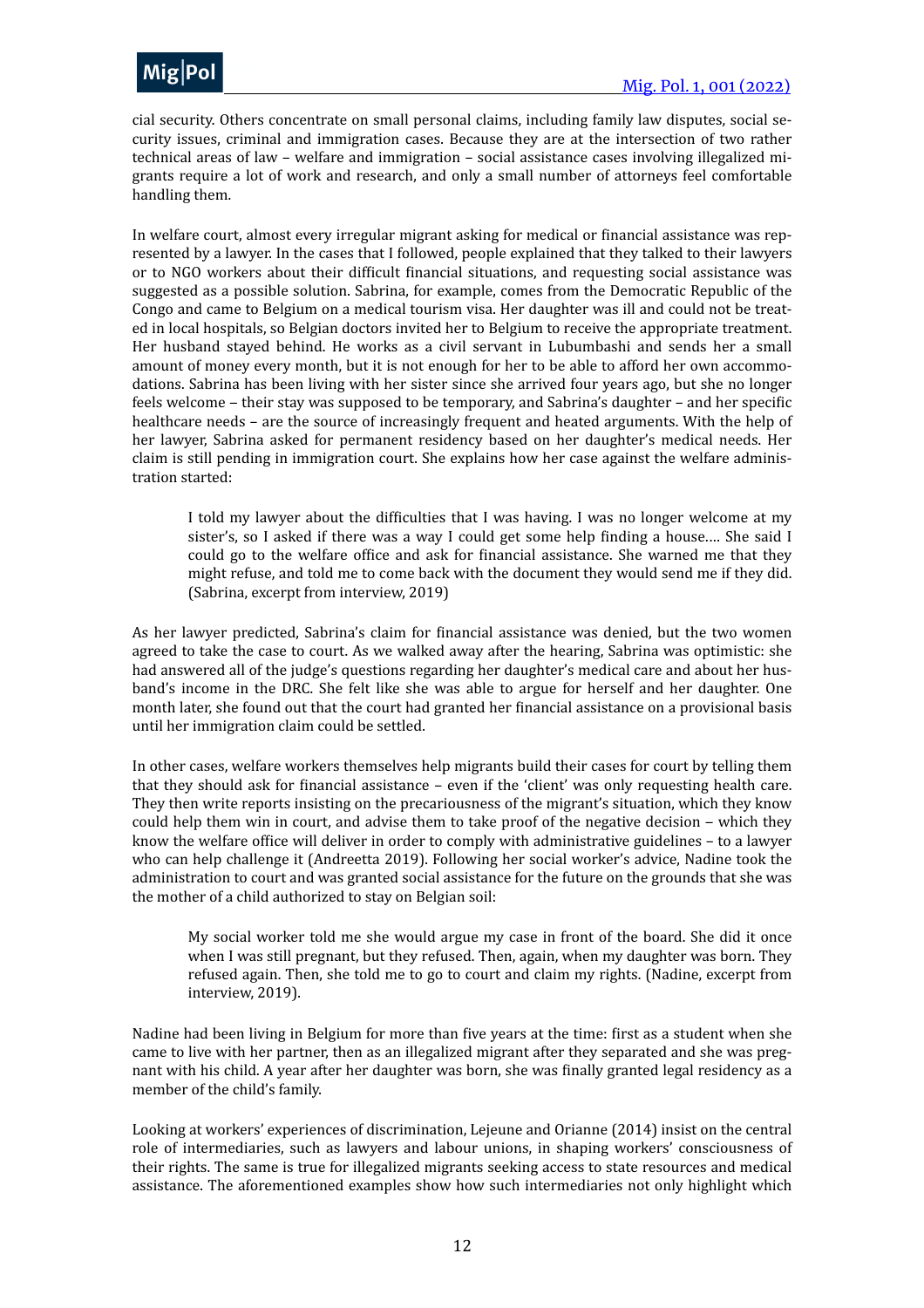cial security. Others concentrate on small personal claims, including family law disputes, social security issues, criminal and immigration cases. Because they are at the intersection of two rather technical areas of law – welfare and immigration – social assistance cases involving illegalized migrants require a lot of work and research, and only a small number of attorneys feel comfortable handling them.

In welfare court, almost every irregular migrant asking for medical or financial assistance was represented by a lawyer. In the cases that I followed, people explained that they talked to their lawyers or to NGO workers about their difficult financial situations, and requesting social assistance was suggested as a possible solution. Sabrina, for example, comes from the Democratic Republic of the Congo and came to Belgium on a medical tourism visa. Her daughter was ill and could not be treated in local hospitals, so Belgian doctors invited her to Belgium to receive the appropriate treatment. Her husband stayed behind. He works as a civil servant in Lubumbashi and sends her a small amount of money every month, but it is not enough for her to be able to afford her own accommodations. Sabrina has been living with her sister since she arrived four years ago, but she no longer feels welcome – their stay was supposed to be temporary, and Sabrina's daughter – and her specific healthcare needs – are the source of increasingly frequent and heated arguments. With the help of her lawyer, Sabrina asked for permanent residency based on her daughter's medical needs. Her claim is still pending in immigration court. She explains how her case against the welfare administration started:

> I told my lawyer about the difficulties that I was having. I was no longer welcome at my sister's, so I asked if there was a way I could get some help finding a house.... She said I could go to the welfare office and ask for financial assistance. She warned me that they might refuse, and told me to come back with the document they would send me if they did. (Sabrina, excerpt from interview, 2019)

As her lawyer predicted, Sabrina's claim for financial assistance was denied, but the two women agreed to take the case to court. As we walked away after the hearing, Sabrina was optimistic: she had answered all of the judge's questions regarding her daughter's medical care and about her husband's income in the DRC. She felt like she was able to argue for herself and her daughter. One month later, she found out that the court had granted her financial assistance on a provisional basis until her immigration claim could be settled.

In other cases, welfare workers themselves help migrants build their cases for court by telling them that they should ask for financial assistance – even if the 'client' was only requesting health care. They then write reports insisting on the precariousness of the migrant's situation, which they know could help them win in court, and advise them to take proof of the negative decision – which they know the welfare office will deliver in order to comply with administrative guidelines – to a lawyer who can help challenge it (Andreetta 2019). Following her social worker's advice, Nadine took the administration to court and was granted social assistance for the future on the grounds that she was the mother of a child authorized to stay on Belgian soil:

> My social worker told me she would argue my case in front of the board. She did it once when I was still pregnant, but they refused. Then, again, when my daughter was born. They refused again. Then, she told me to go to court and claim my rights. (Nadine, excerpt from interview, 2019).

Nadine had been living in Belgium for more than five years at the time: first as a student when she came to live with her partner, then as an illegalized migrant after they separated and she was pregnant with his child. A year after her daughter was born, she was finally granted legal residency as a member of the child's family.

Looking at workers' experiences of discrimination, Lejeune and Orianne (2014) insist on the central role of intermediaries, such as lawyers and labour unions, in shaping workers' consciousness of their rights. The same is true for illegalized migrants seeking access to state resources and medical assistance. The aforementioned examples show how such intermediaries not only highlight which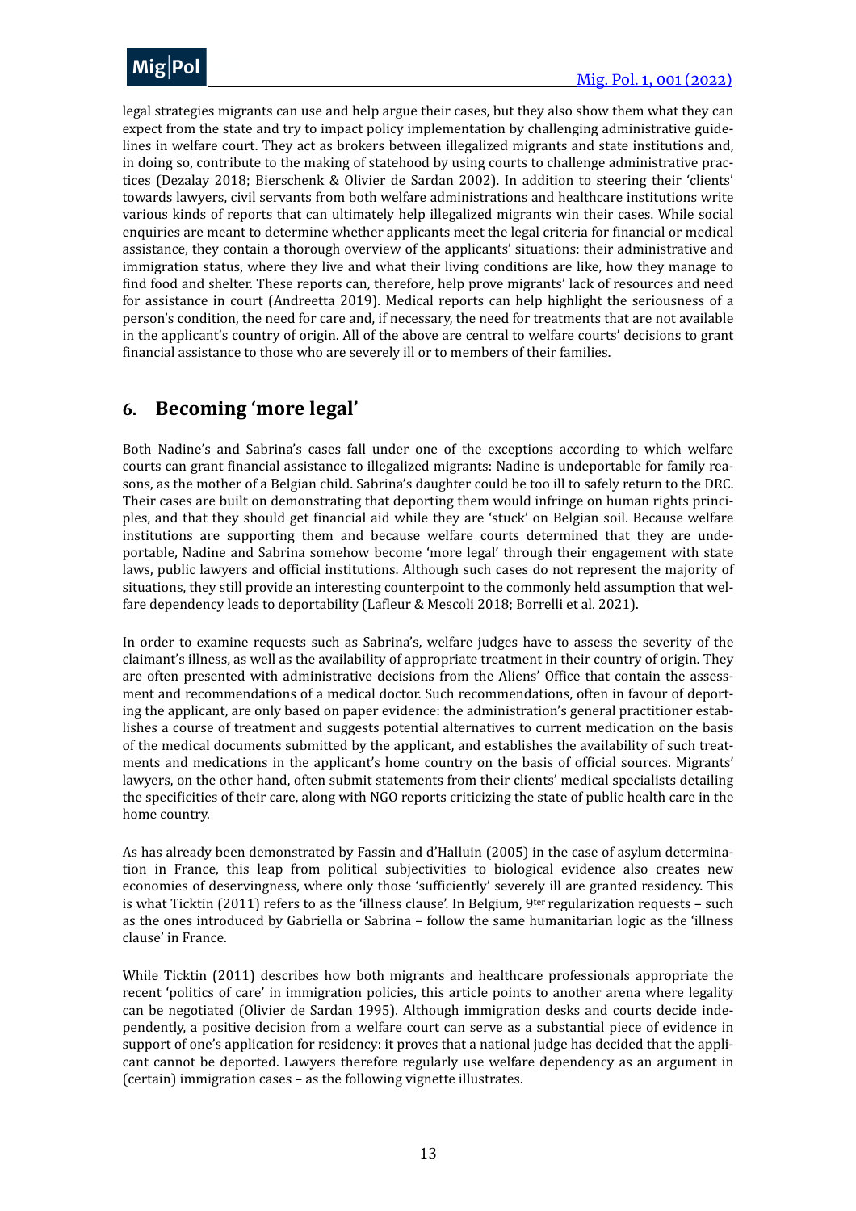legal strategies migrants can use and help argue their cases, but they also show them what they can expect from the state and try to impact policy implementation by challenging administrative guidelines in welfare court. They act as brokers between illegalized migrants and state institutions and, in doing so, contribute to the making of statehood by using courts to challenge administrative practices (Dezalay 2018; Bierschenk & Olivier de Sardan 2002). In addition to steering their 'clients' towards lawyers, civil servants from both welfare administrations and healthcare institutions write various kinds of reports that can ultimately help illegalized migrants win their cases. While social enquiries are meant to determine whether applicants meet the legal criteria for financial or medical assistance, they contain a thorough overview of the applicants' situations: their administrative and immigration status, where they live and what their living conditions are like, how they manage to find food and shelter. These reports can, therefore, help prove migrants' lack of resources and need for assistance in court (Andreetta 2019). Medical reports can help highlight the seriousness of a person's condition, the need for care and, if necessary, the need for treatments that are not available in the applicant's country of origin. All of the above are central to welfare courts' decisions to grant financial assistance to those who are severely ill or to members of their families.

## 6. Becoming 'more legal'

Both Nadine's and Sabrina's cases fall under one of the exceptions according to which welfare courts can grant financial assistance to illegalized migrants: Nadine is undeportable for family reasons, as the mother of a Belgian child. Sabrina's daughter could be too ill to safely return to the DRC. Their cases are built on demonstrating that deporting them would infringe on human rights principles, and that they should get financial aid while they are 'stuck' on Belgian soil. Because welfare institutions are supporting them and because welfare courts determined that they are undeportable, Nadine and Sabrina somehow become 'more legal' through their engagement with state laws, public lawyers and official institutions. Although such cases do not represent the majority of situations, they still provide an interesting counterpoint to the commonly held assumption that welfare dependency leads to deportability (Lafleur & Mescoli 2018; Borrelli et al. 2021).

In order to examine requests such as Sabrina's, welfare judges have to assess the severity of the claimant's illness, as well as the availability of appropriate treatment in their country of origin. They are often presented with administrative decisions from the Aliens' Office that contain the assessment and recommendations of a medical doctor. Such recommendations, often in favour of deporting the applicant, are only based on paper evidence: the administration's general practitioner establishes a course of treatment and suggests potential alternatives to current medication on the basis of the medical documents submitted by the applicant, and establishes the availability of such treatments and medications in the applicant's home country on the basis of official sources. Migrants' lawyers, on the other hand, often submit statements from their clients' medical specialists detailing the specificities of their care, along with NGO reports criticizing the state of public health care in the home country.

As has already been demonstrated by Fassin and d'Halluin (2005) in the case of asylum determination in France, this leap from political subjectivities to biological evidence also creates new economies of deservingness, where only those 'sufficiently' severely ill are granted residency. This is what Ticktin (2011) refers to as the 'illness clause'. In Belgium, 9ter regularization requests – such as the ones introduced by Gabriella or Sabrina – follow the same humanitarian logic as the 'illness clause' in France.

While Ticktin (2011) describes how both migrants and healthcare professionals appropriate the recent 'politics of care' in immigration policies, this article points to another arena where legality can be negotiated (Olivier de Sardan 1995). Although immigration desks and courts decide independently, a positive decision from a welfare court can serve as a substantial piece of evidence in support of one's application for residency: it proves that a national judge has decided that the applicant cannot be deported. Lawyers therefore regularly use welfare dependency as an argument in (certain) immigration cases – as the following vignette illustrates.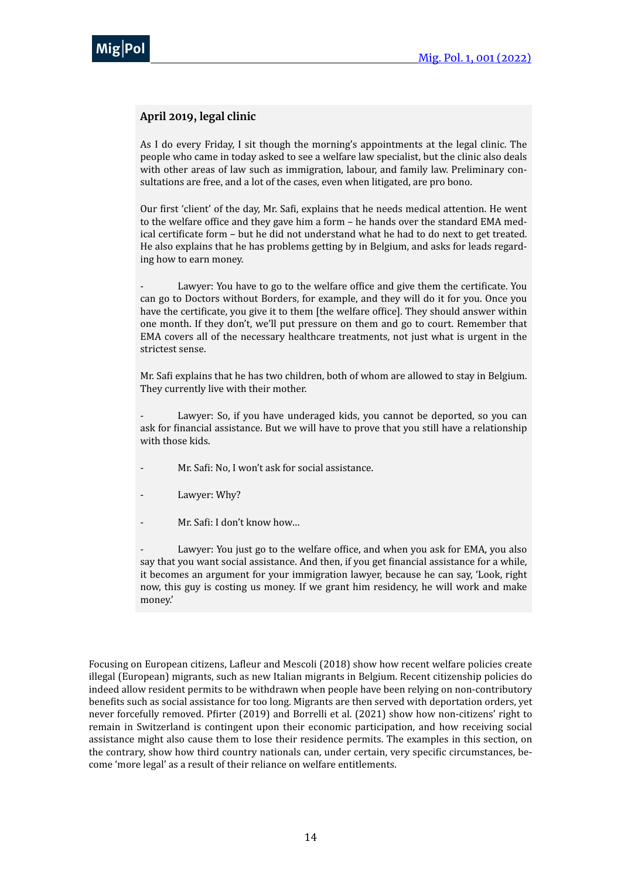**April 2019, legal clinic**

As I do every Friday, I sit though the morning's appointments at the legal clinic. The people who came in today asked to see a welfare law specialist, but the clinic also deals with other areas of law such as immigration, labour, and family law. Preliminary consultations are free, and a lot of the cases, even when litigated, are pro bono.

Our first 'client' of the day, Mr. Safi, explains that he needs medical attention. He went to the welfare office and they gave him a form – he hands over the standard EMA medical certificate form – but he did not understand what he had to do next to get treated. He also explains that he has problems getting by in Belgium, and asks for leads regarding how to earn money.

- Lawyer: You have to go to the welfare office and give them the certificate. You can go to Doctors without Borders, for example, and they will do it for you. Once you have the certificate, you give it to them [the welfare office]. They should answer within one month. If they don't, we'll put pressure on them and go to court. Remember that EMA covers all of the necessary healthcare treatments, not just what is urgent in the strictest sense.

Mr. Safi explains that he has two children, both of whom are allowed to stay in Belgium. They currently live with their mother.

- Lawyer: So, if you have underaged kids, you cannot be deported, so you can ask for financial assistance. But we will have to prove that you still have a relationship with those kids.
- Mr. Safi: No, I won't ask for social assistance.
- Lawyer: Why?
- Mr. Safi: I don't know how…
- Lawyer: You just go to the welfare office, and when you ask for EMA, you also say that you want social assistance. And then, if you get financial assistance for a while, it becomes an argument for your immigration lawyer, because he can say, 'Look, right now, this guy is costing us money. If we grant him residency, he will work and make money.'

Focusing on European citizens, Lafleur and Mescoli (2018) show how recent welfare policies create illegal (European) migrants, such as new Italian migrants in Belgium. Recent citizenship policies do indeed allow resident permits to be withdrawn when people have been relying on non-contributory benefits such as social assistance for too long. Migrants are then served with deportation orders, yet never forcefully removed. Pfirter (2019) and Borrelli et al. (2021) show how non-citizens' right to remain in Switzerland is contingent upon their economic participation, and how receiving social assistance might also cause them to lose their residence permits. The examples in this section, on the contrary, show how third country nationals can, under certain, very specific circumstances, become 'more legal' as a result of their reliance on welfare entitlements.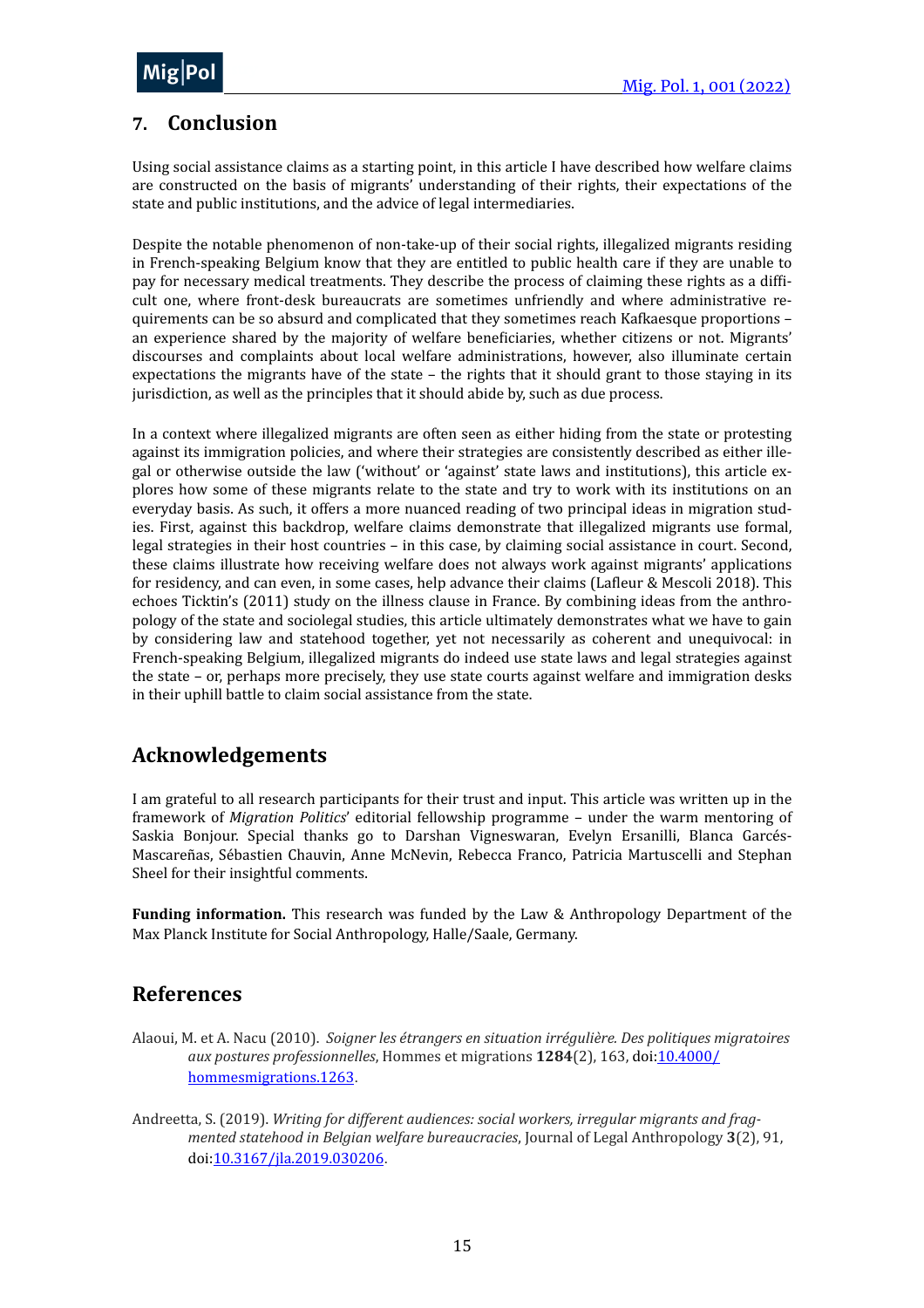## 7. Conclusion

Using social assistance claims as a starting point, in this article I have described how welfare claims are constructed on the basis of migrants' understanding of their rights, their expectations of the state and public institutions, and the advice of legal intermediaries.

Despite the notable phenomenon of non-take-up of their social rights, illegalized migrants residing in French-speaking Belgium know that they are entitled to public health care if they are unable to pay for necessary medical treatments. They describe the process of claiming these rights as a difficult one, where front-desk bureaucrats are sometimes unfriendly and where administrative requirements can be so absurd and complicated that they sometimes reach Kafkaesque proportions – an experience shared by the majority of welfare beneficiaries, whether citizens or not. Migrants' discourses and complaints about local welfare administrations, however, also illuminate certain expectations the migrants have of the state – the rights that it should grant to those staying in its jurisdiction, as well as the principles that it should abide by, such as due process.

In a context where illegalized migrants are often seen as either hiding from the state or protesting against its immigration policies, and where their strategies are consistently described as either illegal or otherwise outside the law ('without' or 'against' state laws and institutions), this article explores how some of these migrants relate to the state and try to work with its institutions on an everyday basis. As such, it offers a more nuanced reading of two principal ideas in migration studies. First, against this backdrop, welfare claims demonstrate that illegalized migrants use formal, legal strategies in their host countries – in this case, by claiming social assistance in court. Second, these claims illustrate how receiving welfare does not always work against migrants' applications for residency, and can even, in some cases, help advance their claims (Lafleur & Mescoli 2018). This echoes Ticktin's (2011) study on the illness clause in France. By combining ideas from the anthropology of the state and sociolegal studies, this article ultimately demonstrates what we have to gain by considering law and statehood together, yet not necessarily as coherent and unequivocal: in French-speaking Belgium, illegalized migrants do indeed use state laws and legal strategies against the state – or, perhaps more precisely, they use state courts against welfare and immigration desks in their uphill battle to claim social assistance from the state.

## Acknowledgements

I am grateful to all research participants for their trust and input. This article was written up in the framework of *Migration Politics*' editorial fellowship programme – under the warm mentoring of Saskia Bonjour. Special thanks go to Darshan Vigneswaran, Evelyn Ersanilli, Blanca Garcés-Mascareñas, Sébastien Chauvin, Anne McNevin, Rebecca Franco, Patricia Martuscelli and Stephan Sheel for their insightful comments.

**Funding information.** This research was funded by the Law & Anthropology Department of the Max Planck Institute for Social Anthropology, Halle/Saale, Germany.

## References

Alaoui, M. et A. Nacu (2010). *Soigner les étrangers en situation irrégulière. Des politiques migratoires aux postures professionnelles*, Hommes et migrations **1284**(2), 163, doi:10.4000/hommesmigrations.1263.

Andreetta, S. (2019). *Writing for different audiences: social workers, irregular migrants and fragmented statehood in Belgian welfare bureaucracies*, Journal of Legal Anthropology **3**(2), 91, doi:10.3167/jla.2019.030206.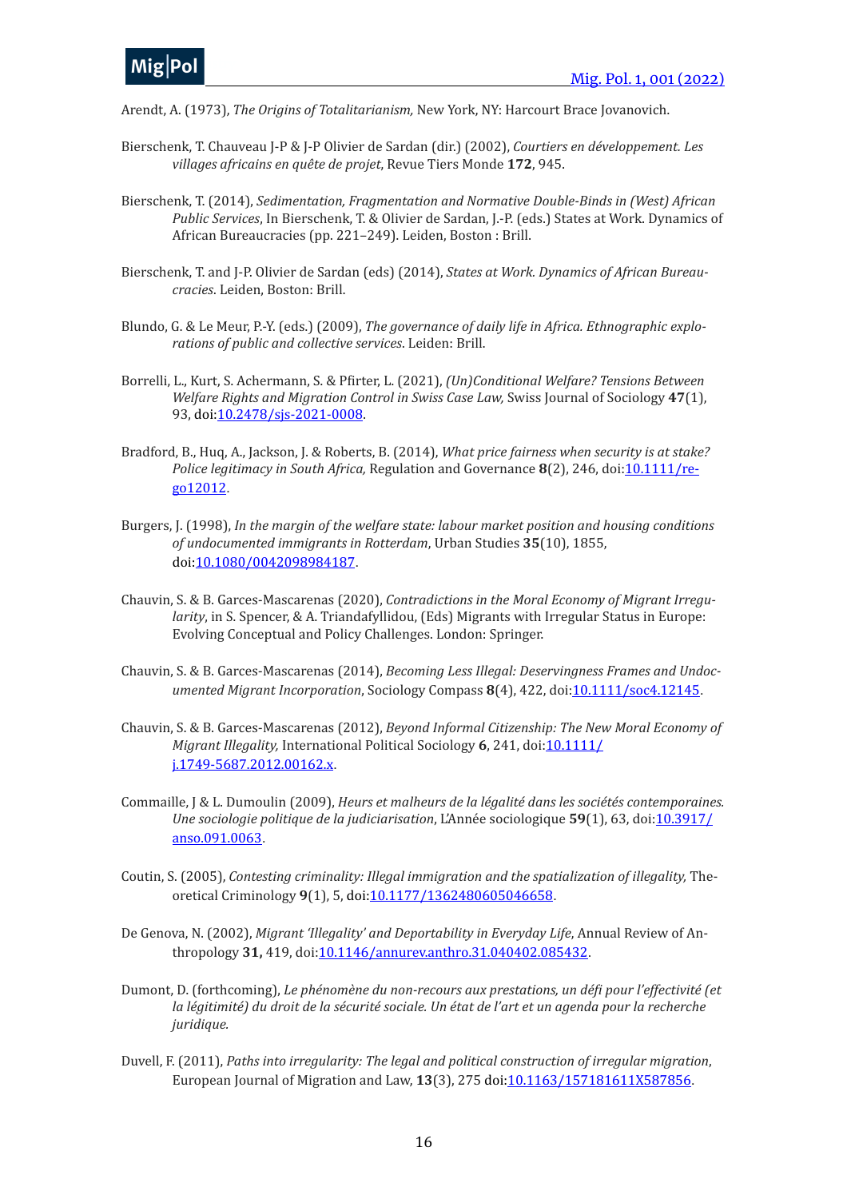Arendt, A. (1973), *The Origins of Totalitarianism,* New York, NY: Harcourt Brace Jovanovich.

Bierschenk, T. Chauveau J-P & J-P Olivier de Sardan (dir.) (2002), *Courtiers en développement. Les villages africains en quête de projet*, Revue Tiers Monde **172**, 945.

Bierschenk, T. (2014), *Sedimentation, Fragmentation and Normative Double-Binds in (West) African Public Services*, In Bierschenk, T. & Olivier de Sardan, J.-P. (eds.) States at Work. Dynamics of African Bureaucracies (pp. 221–249). Leiden, Boston : Brill.

Bierschenk, T. and J-P. Olivier de Sardan (eds) (2014), *States at Work. Dynamics of African Bureaucracies*. Leiden, Boston: Brill.

Blundo, G. & Le Meur, P.-Y. (eds.) (2009), *The governance of daily life in Africa. Ethnographic explorations of public and collective services*. Leiden: Brill.

Borrelli, L., Kurt, S. Achermann, S. & Pfirter, L. (2021), *(Un)Conditional Welfare? Tensions Between Welfare Rights and Migration Control in Swiss Case Law,* Swiss Journal of Sociology **47**(1), 93, doi:10.2478/sjs-2021-0008.

Bradford, B., Huq, A., Jackson, J. & Roberts, B. (2014), *What price fairness when security is at stake? Police legitimacy in South Africa,* Regulation and Governance **8**(2), 246, doi:10.1111/rego12012.

Burgers, J. (1998), *In the margin of the welfare state: labour market position and housing conditions of undocumented immigrants in Rotterdam*, Urban Studies **35**(10), 1855, doi:10.1080/0042098984187.

Chauvin, S. & B. Garces-Mascarenas (2020), *Contradictions in the Moral Economy of Migrant Irregularity*, in S. Spencer, & A. Triandafyllidou, (Eds) Migrants with Irregular Status in Europe: Evolving Conceptual and Policy Challenges. London: Springer.

Chauvin, S. & B. Garces-Mascarenas (2014), *Becoming Less Illegal: Deservingness Frames and Undocumented Migrant Incorporation*, Sociology Compass **8**(4), 422, doi:10.1111/soc4.12145.

Chauvin, S. & B. Garces-Mascarenas (2012), *Beyond Informal Citizenship: The New Moral Economy of Migrant Illegality,* International Political Sociology **6**, 241, doi:10.1111/j.1749-5687.2012.00162.x.

Commaille, J & L. Dumoulin (2009), *Heurs et malheurs de la légalité dans les sociétés contemporaines. Une sociologie politique de la judiciarisation*, L'Année sociologique **59**(1), 63, doi:10.3917/anso.091.0063.

Coutin, S. (2005), *Contesting criminality: Illegal immigration and the spatialization of illegality,* Theoretical Criminology **9**(1), 5, doi:10.1177/1362480605046658.

De Genova, N. (2002), *Migrant 'Illegality' and Deportability in Everyday Life*, Annual Review of Anthropology **31,** 419, doi:10.1146/annurev.anthro.31.040402.085432.

Dumont, D. (forthcoming), *Le phénomène du non-recours aux prestations, un défi pour l'effectivité (et la légitimité) du droit de la sécurité sociale. Un état de l'art et un agenda pour la recherche juridique.*

Duvell, F. (2011), *Paths into irregularity: The legal and political construction of irregular migration*, European Journal of Migration and Law, **13**(3), 275 doi:10.1163/157181611X587856.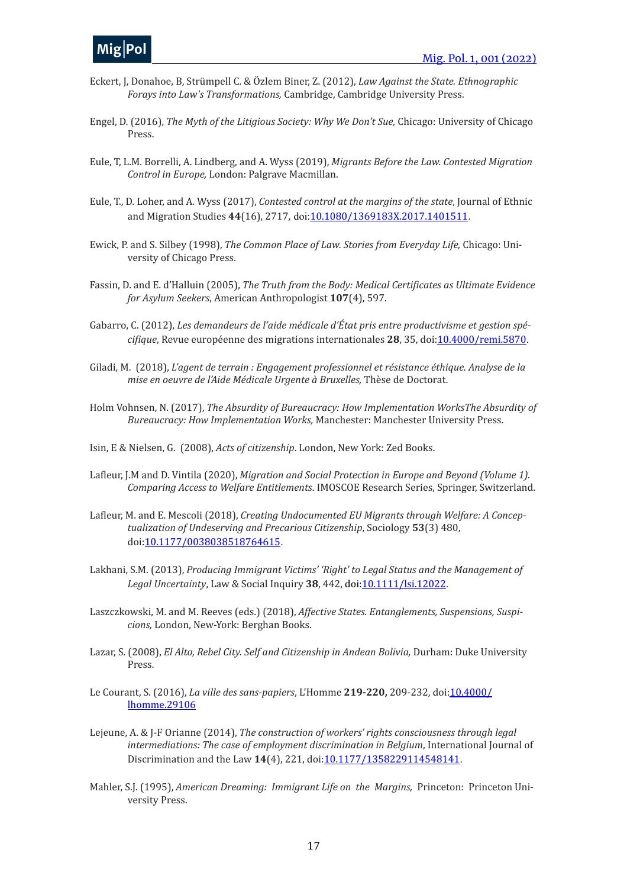Eckert, J, Donahoe, B, Strümpell C. & Özlem Biner, Z. (2012), *Law Against the State. Ethnographic Forays into Law's Transformations,* Cambridge, Cambridge University Press.

Engel, D. (2016), *The Myth of the Litigious Society: Why We Don't Sue,* Chicago: University of Chicago Press.

Eule, T, L.M. Borrelli, A. Lindberg, and A. Wyss (2019), *Migrants Before the Law. Contested Migration Control in Europe,* London: Palgrave Macmillan.

Eule, T., D. Loher, and A. Wyss (2017), *Contested control at the margins of the state*, Journal of Ethnic and Migration Studies **44**(16), 2717, doi:10.1080/1369183X.2017.1401511.

Ewick, P. and S. Silbey (1998), *The Common Place of Law. Stories from Everyday Life,* Chicago: University of Chicago Press.

Fassin, D. and E. d'Halluin (2005), *The Truth from the Body: Medical Certificates as Ultimate Evidence for Asylum Seekers*, American Anthropologist **107**(4), 597.

Gabarro, C. (2012), *Les demandeurs de l'aide médicale d'État pris entre productivisme et gestion spécifique*, Revue européenne des migrations internationales **28**, 35, doi:10.4000/remi.5870.

Giladi, M. (2018), *L'agent de terrain : Engagement professionnel et résistance éthique. Analyse de la mise en oeuvre de l'Aide Médicale Urgente à Bruxelles,* Thèse de Doctorat.

Holm Vohnsen, N. (2017), *The Absurdity of Bureaucracy: How Implementation WorksThe Absurdity of Bureaucracy: How Implementation Works,* Manchester: Manchester University Press.

Isin, E & Nielsen, G. (2008), *Acts of citizenship*. London, New York: Zed Books.

Lafleur, J.M and D. Vintila (2020), *Migration and Social Protection in Europe and Beyond (Volume 1). Comparing Access to Welfare Entitlements*. IMOSCOE Research Series, Springer, Switzerland.

Lafleur, M. and E. Mescoli (2018), *Creating Undocumented EU Migrants through Welfare: A Conceptualization of Undeserving and Precarious Citizenship*, Sociology **53**(3) 480, doi:10.1177/0038038518764615.

Lakhani, S.M. (2013), *Producing Immigrant Victims' 'Right' to Legal Status and the Management of Legal Uncertainty*, Law & Social Inquiry **38**, 442, doi:10.1111/lsi.12022.

Laszczkowski, M. and M. Reeves (eds.) (2018), *Affective States. Entanglements, Suspensions, Suspicions,* London, New-York: Berghan Books.

Lazar, S. (2008), *El Alto, Rebel City. Self and Citizenship in Andean Bolivia,* Durham: Duke University Press.

Le Courant, S. (2016), *La ville des sans-papiers*, L'Homme **219-220,** 209-232, doi:10.4000/lhomme.29106

Lejeune, A. & J-F Orianne (2014), *The construction of workers' rights consciousness through legal intermediations: The case of employment discrimination in Belgium*, International Journal of Discrimination and the Law **14**(4), 221, doi:10.1177/1358229114548141.

Mahler, S.J. (1995), *American Dreaming: Immigrant Life on the Margins,* Princeton: Princeton University Press.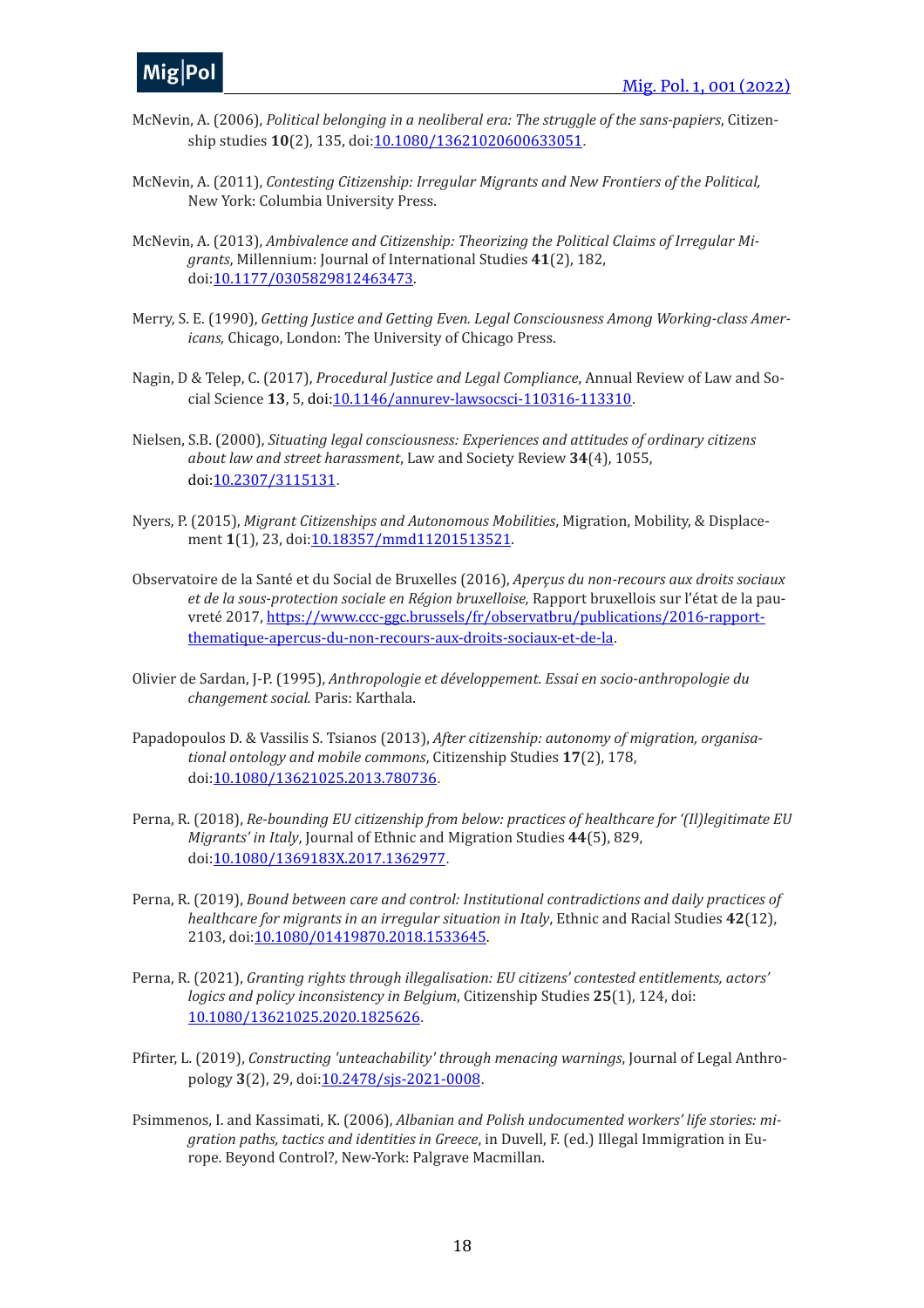McNevin, A. (2006), *Political belonging in a neoliberal era: The struggle of the sans-papiers*, Citizenship studies **10**(2), 135, doi:10.1080/13621020600633051.

McNevin, A. (2011), *Contesting Citizenship: Irregular Migrants and New Frontiers of the Political,* New York: Columbia University Press.

McNevin, A. (2013), *Ambivalence and Citizenship: Theorizing the Political Claims of Irregular Migrants*, Millennium: Journal of International Studies **41**(2), 182, doi:10.1177/0305829812463473.

Merry, S. E. (1990), *Getting Justice and Getting Even. Legal Consciousness Among Working-class Americans,* Chicago, London: The University of Chicago Press.

Nagin, D & Telep, C. (2017), *Procedural Justice and Legal Compliance*, Annual Review of Law and Social Science **13**, 5, doi:10.1146/annurev-lawsocsci-110316-113310.

Nielsen, S.B. (2000), *Situating legal consciousness: Experiences and attitudes of ordinary citizens about law and street harassment*, Law and Society Review **34**(4), 1055, doi:10.2307/3115131.

Nyers, P. (2015), *Migrant Citizenships and Autonomous Mobilities*, Migration, Mobility, & Displacement **1**(1), 23, doi:10.18357/mmd11201513521.

Observatoire de la Santé et du Social de Bruxelles (2016), *Aperçus du non-recours aux droits sociaux et de la sous-protection sociale en Région bruxelloise,* Rapport bruxellois sur l'état de la pauvreté 2017, https://www.ccc-ggc.brussels/fr/observatbru/publications/2016-rapport-thematique-apercus-du-non-recours-aux-droits-sociaux-et-de-la.

Olivier de Sardan, J-P. (1995), *Anthropologie et développement. Essai en socio-anthropologie du changement social.* Paris: Karthala.

Papadopoulos D. & Vassilis S. Tsianos (2013), *After citizenship: autonomy of migration, organisational ontology and mobile commons*, Citizenship Studies **17**(2), 178, doi:10.1080/13621025.2013.780736.

Perna, R. (2018), *Re-bounding EU citizenship from below: practices of healthcare for '(Il)legitimate EU Migrants' in Italy*, Journal of Ethnic and Migration Studies **44**(5), 829, doi:10.1080/1369183X.2017.1362977.

Perna, R. (2019), *Bound between care and control: Institutional contradictions and daily practices of healthcare for migrants in an irregular situation in Italy*, Ethnic and Racial Studies **42**(12), 2103, doi:10.1080/01419870.2018.1533645.

Perna, R. (2021), *Granting rights through illegalisation: EU citizens' contested entitlements, actors' logics and policy inconsistency in Belgium*, Citizenship Studies **25**(1), 124, doi: 10.1080/13621025.2020.1825626.

Pfirter, L. (2019), *Constructing 'unteachability' through menacing warnings*, Journal of Legal Anthropology **3**(2), 29, doi:10.2478/sjs-2021-0008.

Psimmenos, I. and Kassimati, K. (2006), *Albanian and Polish undocumented workers' life stories: migration paths, tactics and identities in Greece*, in Duvell, F. (ed.) Illegal Immigration in Europe. Beyond Control?, New-York: Palgrave Macmillan.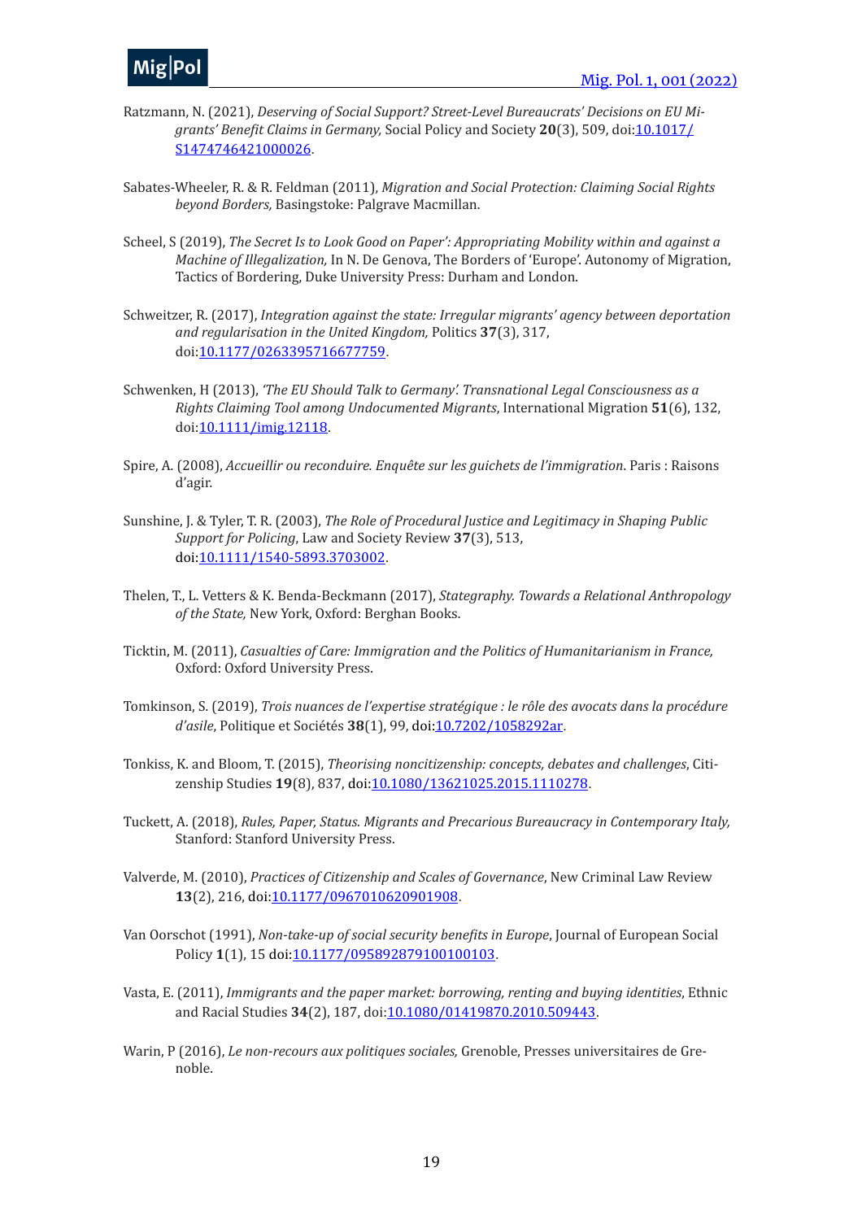Ratzmann, N. (2021), *Deserving of Social Support? Street-Level Bureaucrats' Decisions on EU Migrants' Benefit Claims in Germany,* Social Policy and Society **20**(3), 509, doi:10.1017/S1474746421000026.

Sabates-Wheeler, R. & R. Feldman (2011), *Migration and Social Protection: Claiming Social Rights beyond Borders,* Basingstoke: Palgrave Macmillan.

Scheel, S (2019), *The Secret Is to Look Good on Paper': Appropriating Mobility within and against a Machine of Illegalization,* In N. De Genova, The Borders of 'Europe'. Autonomy of Migration, Tactics of Bordering, Duke University Press: Durham and London.

Schweitzer, R. (2017), *Integration against the state: Irregular migrants' agency between deportation and regularisation in the United Kingdom,* Politics **37**(3), 317, doi:10.1177/0263395716677759.

Schwenken, H (2013), *'The EU Should Talk to Germany'. Transnational Legal Consciousness as a Rights Claiming Tool among Undocumented Migrants*, International Migration **51**(6), 132, doi:10.1111/imig.12118.

Spire, A. (2008), *Accueillir ou reconduire. Enquête sur les guichets de l'immigration*. Paris : Raisons d'agir.

Sunshine, J. & Tyler, T. R. (2003), *The Role of Procedural Justice and Legitimacy in Shaping Public Support for Policing*, Law and Society Review **37**(3), 513, doi:10.1111/1540-5893.3703002.

Thelen, T., L. Vetters & K. Benda-Beckmann (2017), *Stategraphy. Towards a Relational Anthropology of the State,* New York, Oxford: Berghan Books.

Ticktin, M. (2011), *Casualties of Care: Immigration and the Politics of Humanitarianism in France,* Oxford: Oxford University Press.

Tomkinson, S. (2019), *Trois nuances de l'expertise stratégique : le rôle des avocats dans la procédure d'asile*, Politique et Sociétés **38**(1), 99, doi:10.7202/1058292ar.

Tonkiss, K. and Bloom, T. (2015), *Theorising noncitizenship: concepts, debates and challenges*, Citizenship Studies **19**(8), 837, doi:10.1080/13621025.2015.1110278.

Tuckett, A. (2018), *Rules, Paper, Status. Migrants and Precarious Bureaucracy in Contemporary Italy,* Stanford: Stanford University Press.

Valverde, M. (2010), *Practices of Citizenship and Scales of Governance*, New Criminal Law Review **13**(2), 216, doi:10.1177/0967010620901908.

Van Oorschot (1991), *Non-take-up of social security benefits in Europe*, Journal of European Social Policy **1**(1), 15 doi:10.1177/095892879100100103.

Vasta, E. (2011), *Immigrants and the paper market: borrowing, renting and buying identities*, Ethnic and Racial Studies **34**(2), 187, doi:10.1080/01419870.2010.509443.

Warin, P (2016), *Le non-recours aux politiques sociales,* Grenoble, Presses universitaires de Grenoble.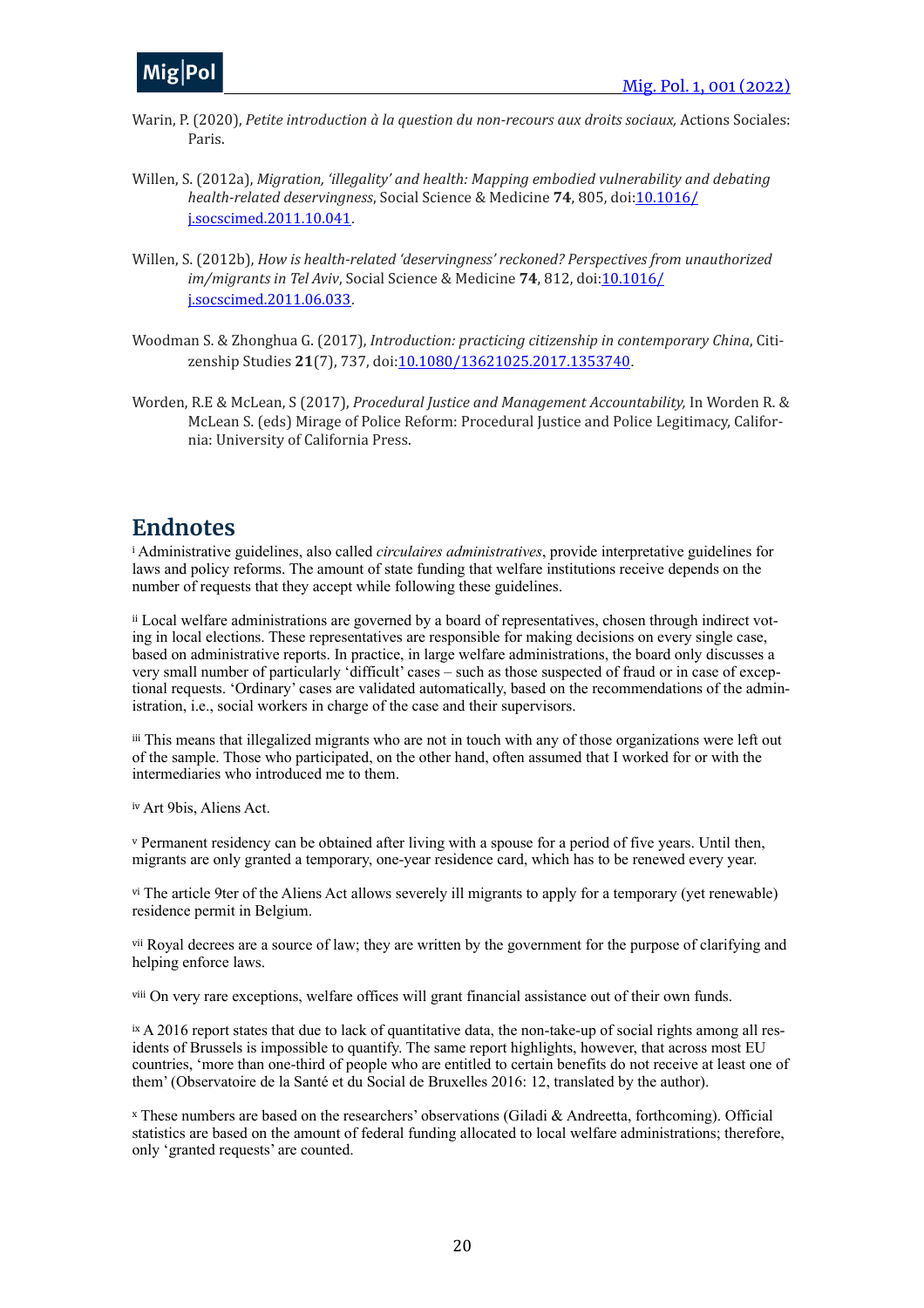Warin, P. (2020), *Petite introduction à la question du non-recours aux droits sociaux,* Actions Sociales: Paris.

Willen, S. (2012a), *Migration, 'illegality' and health: Mapping embodied vulnerability and debating health-related deservingness*, Social Science & Medicine **74**, 805, doi:10.1016/j.socscimed.2011.10.041.

Willen, S. (2012b), *How is health-related 'deservingness' reckoned? Perspectives from unauthorized im/migrants in Tel Aviv*, Social Science & Medicine **74**, 812, doi:10.1016/j.socscimed.2011.06.033.

Woodman S. & Zhonghua G. (2017), *Introduction: practicing citizenship in contemporary China*, Citizenship Studies **21**(7), 737, doi:10.1080/13621025.2017.1353740.

Worden, R.E & McLean, S (2017), *Procedural Justice and Management Accountability,* In Worden R. & McLean S. (eds) Mirage of Police Reform: Procedural Justice and Police Legitimacy, California: University of California Press.

## Endnotes

[i] Administrative guidelines, also called *circulaires administratives*, provide interpretative guidelines for laws and policy reforms. The amount of state funding that welfare institutions receive depends on the number of requests that they accept while following these guidelines.

[ii] Local welfare administrations are governed by a board of representatives, chosen through indirect voting in local elections. These representatives are responsible for making decisions on every single case, based on administrative reports. In practice, in large welfare administrations, the board only discusses a very small number of particularly 'difficult' cases – such as those suspected of fraud or in case of exceptional requests. 'Ordinary' cases are validated automatically, based on the recommendations of the administration, i.e., social workers in charge of the case and their supervisors.

[iii] This means that illegalized migrants who are not in touch with any of those organizations were left out of the sample. Those who participated, on the other hand, often assumed that I worked for or with the intermediaries who introduced me to them.

[iv] Art 9bis, Aliens Act.

[v] Permanent residency can be obtained after living with a spouse for a period of five years. Until then, migrants are only granted a temporary, one-year residence card, which has to be renewed every year.

[vi] The article 9ter of the Aliens Act allows severely ill migrants to apply for a temporary (yet renewable) residence permit in Belgium.

[vii] Royal decrees are a source of law; they are written by the government for the purpose of clarifying and helping enforce laws.

[viii] On very rare exceptions, welfare offices will grant financial assistance out of their own funds.

[ix] A 2016 report states that due to lack of quantitative data, the non-take-up of social rights among all residents of Brussels is impossible to quantify. The same report highlights, however, that across most EU countries, 'more than one-third of people who are entitled to certain benefits do not receive at least one of them' (Observatoire de la Santé et du Social de Bruxelles 2016: 12, translated by the author).

[x] These numbers are based on the researchers' observations (Giladi & Andreetta, forthcoming). Official statistics are based on the amount of federal funding allocated to local welfare administrations; therefore, only 'granted requests' are counted.